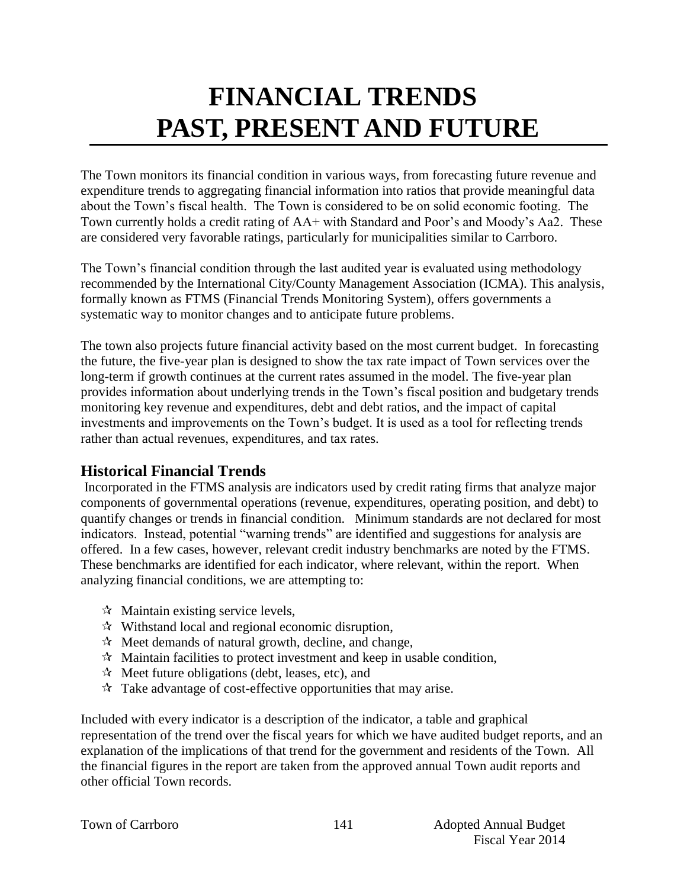# FINANCIAL TRENDS PAST, PRESENT AND FUTURE

The Town monitors its financial condition in various ways, from forecasting future revenue and expenditure trends to aggregating financial information into ratios that provide meaningful data about the Town's fiscal health. The Town is considered to be on solid economic footing. The Town currently holds a credit rating of AA+ with Standard and Poor's and Moody's Aa2. These are considered very favorable ratings, particularly for municipalities similar to Carrboro.

The Town's financial condition through the last audited year is evaluated using methodology recommended by the International City/County Management Association (ICMA). This analysis, formally known as FTMS (Financial Trends Monitoring System), offers governments a systematic way to monitor changes and to anticipate future problems.

The town also projects future financial activity based on the most current budget. In forecasting the future, the five-year plan is designed to show the tax rate impact of Town services over the long-term if growth continues at the current rates assumed in the model. The five-year plan provides information about underlying trends in the Town's fiscal position and budgetary trends monitoring key revenue and expenditures, debt and debt ratios, and the impact of capital investments and improvements on the Town's budget. It is used as a tool for reflecting trends rather than actual revenues, expenditures, and tax rates.

## Historical Financial Trends

Incorporated in the FTMS analysis are indicators used by credit rating firms that analyze major components of governmental operations (revenue, expenditures, operating position, and debt) to quantify changes or trends in financial condition. Minimum standards are not declared for most indicators. Instead, potential "warning trends" are identified and suggestions for analysis are offered. In a few cases, however, relevant credit industry benchmarks are noted by the FTMS. These benchmarks are identified for each indicator, where relevant, within the report. When analyzing financial conditions, we are attempting to:

- Maintain existing service levels,
- Withstand local and regional economic disruption,
- Meet demands of natural growth, decline, and change,
- Maintain facilities to protect investment and keep in usable condition,
- Meet future obligations (debt, leases, etc), and
- Take advantage of cost-effective opportunities that may arise.

Included with every indicator is a description of the indicator, a table and graphical representation of the trend over the fiscal years for which we have audited budget reports, and an explanation of the implications of that trend for the government and residents of the Town. All the financial figures in the report are taken from the approved annual Town audit reports and other official Town records.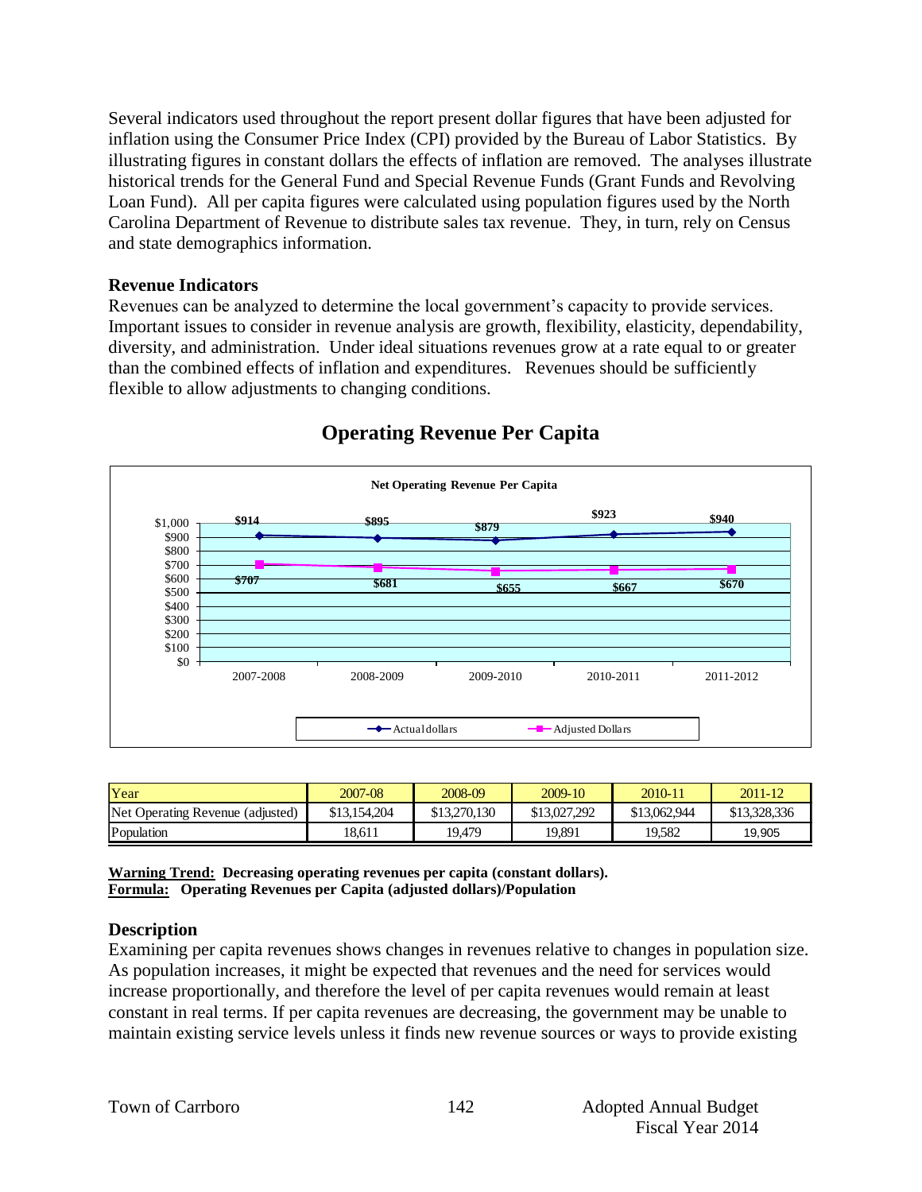Several indicators used throughout the report present dollar figures that have been adjusted for inflation using the Consumer Price Index (CPI) provided by the Bureau of Labor Statistics. By illustrating figures in constant dollars the effects of inflation are removed. The analyses illustrate historical trends for the General Fund and Special Revenue Funds (Grant Funds and Revolving Loan Fund). All per capita figures were calculated using population figures used by the North Carolina Department of Revenue to distribute sales tax revenue. They, in turn, rely on Census and state demographics information.

### Revenue Indicators

Revenues can be analyzed to determine the local government's capacity to provide services. Important issues to consider in revenue analysis are growth, flexibility, elasticity, dependability, diversity, and administration. Under ideal situations revenues grow at a rate equal to or greater than the combined effects of inflation and expenditures. Revenues should be sufficiently flexible to allow adjustments to changing conditions.

## Operating Revenue Per Capita

**Net Operating Revenue Per Capita**

| | 2007-2008 | 2008-2009 | 2009-2010 | 2010-2011 | 2011-2012 |
|---|---|---|---|---|---|
| Actual dollars | $914 | $895 | $879 | $923 | $940 |
| Adjusted Dollars | $707 | $681 | $655 | $667 | $670 |

| Year | 2007-08 | 2008-09 | 2009-10 | 2010-11 | 2011-12 |
|---|---|---|---|---|---|
| Net Operating Revenue (adjusted) | $13,154,204 | $13,270,130 | $13,027,292 | $13,062,944 | $13,328,336 |
| Population | 18,611 | 19,479 | 19,891 | 19,582 | 19,905 |

**Warning Trend: Decreasing operating revenues per capita (constant dollars).**
**Formula: Operating Revenues per Capita (adjusted dollars)/Population**

### Description

Examining per capita revenues shows changes in revenues relative to changes in population size. As population increases, it might be expected that revenues and the need for services would increase proportionally, and therefore the level of per capita revenues would remain at least constant in real terms. If per capita revenues are decreasing, the government may be unable to maintain existing service levels unless it finds new revenue sources or ways to provide existing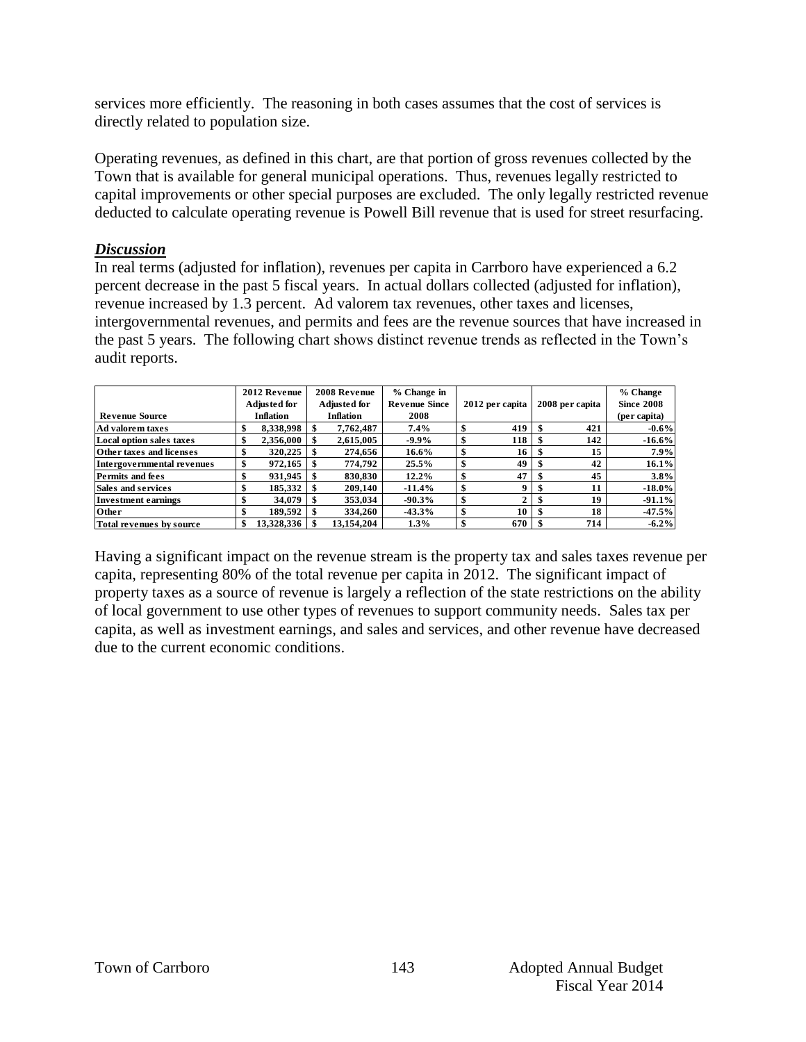services more efficiently. The reasoning in both cases assumes that the cost of services is directly related to population size.

Operating revenues, as defined in this chart, are that portion of gross revenues collected by the Town that is available for general municipal operations. Thus, revenues legally restricted to capital improvements or other special purposes are excluded. The only legally restricted revenue deducted to calculate operating revenue is Powell Bill revenue that is used for street resurfacing.

### *Discussion*

In real terms (adjusted for inflation), revenues per capita in Carrboro have experienced a 6.2 percent decrease in the past 5 fiscal years. In actual dollars collected (adjusted for inflation), revenue increased by 1.3 percent. Ad valorem tax revenues, other taxes and licenses, intergovernmental revenues, and permits and fees are the revenue sources that have increased in the past 5 years. The following chart shows distinct revenue trends as reflected in the Town's audit reports.

| Revenue Source | 2012 Revenue Adjusted for Inflation | 2008 Revenue Adjusted for Inflation | % Change in Revenue Since 2008 | 2012 per capita | 2008 per capita | % Change Since 2008 (per capita) |
|---|---|---|---|---|---|---|
| Ad valorem taxes | $ 8,338,998 | $ 7,762,487 | 7.4% | $ 419 | $ 421 | -0.6% |
| Local option sales taxes | $ 2,356,000 | $ 2,615,005 | -9.9% | $ 118 | $ 142 | -16.6% |
| Other taxes and licenses | $ 320,225 | $ 274,656 | 16.6% | $ 16 | $ 15 | 7.9% |
| Intergovernmental revenues | $ 972,165 | $ 774,792 | 25.5% | $ 49 | $ 42 | 16.1% |
| Permits and fees | $ 931,945 | $ 830,830 | 12.2% | $ 47 | $ 45 | 3.8% |
| Sales and services | $ 185,332 | $ 209,140 | -11.4% | $ 9 | $ 11 | -18.0% |
| Investment earnings | $ 34,079 | $ 353,034 | -90.3% | $ 2 | $ 19 | -91.1% |
| Other | $ 189,592 | $ 334,260 | -43.3% | $ 10 | $ 18 | -47.5% |
| Total revenues by source | $ 13,328,336 | $ 13,154,204 | 1.3% | $ 670 | $ 714 | -6.2% |

Having a significant impact on the revenue stream is the property tax and sales taxes revenue per capita, representing 80% of the total revenue per capita in 2012. The significant impact of property taxes as a source of revenue is largely a reflection of the state restrictions on the ability of local government to use other types of revenues to support community needs. Sales tax per capita, as well as investment earnings, and sales and services, and other revenue have decreased due to the current economic conditions.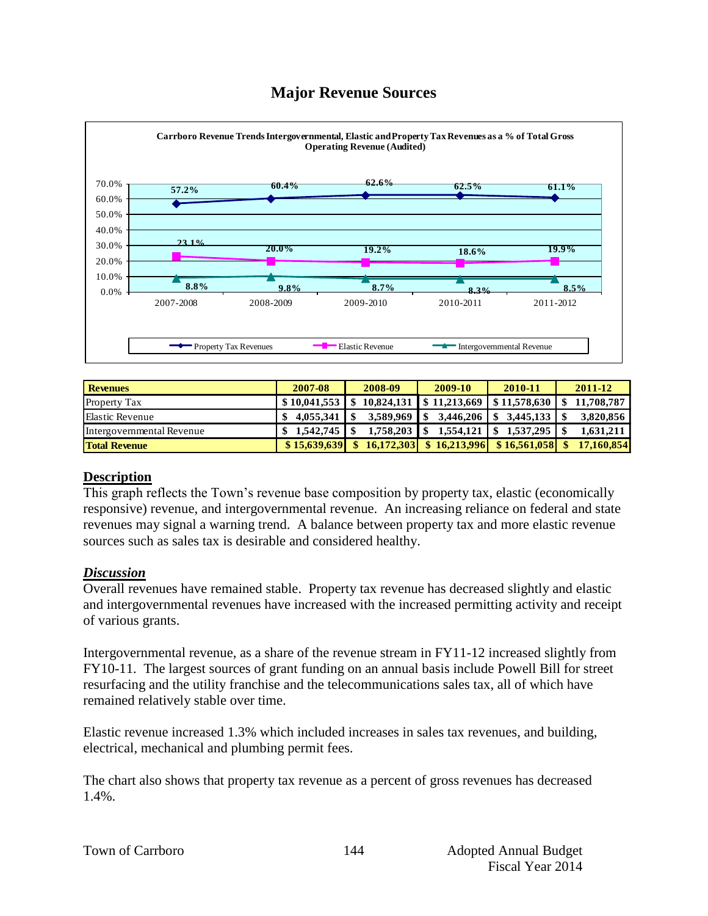## Major Revenue Sources

**Carrboro Revenue Trends Intergovernmental, Elastic and Property Tax Revenues as a % of Total Gross Operating Revenue (Audited)**

| | 2007-2008 | 2008-2009 | 2009-2010 | 2010-2011 | 2011-2012 |
|---|---|---|---|---|---|
| Property Tax Revenues | 57.2% | 60.4% | 62.6% | 62.5% | 61.1% |
| Elastic Revenue | 23.1% | 20.0% | 19.2% | 18.6% | 19.9% |
| Intergovernmental Revenue | 8.8% | 9.8% | 8.7% | 8.3% | 8.5% |

| **Revenues** | **2007-08** | **2008-09** | **2009-10** | **2010-11** | **2011-12** |
|---|---|---|---|---|---|
| Property Tax | $ 10,041,553 | $ 10,824,131 | $ 11,213,669 | $ 11,578,630 | $ 11,708,787 |
| Elastic Revenue | $ 4,055,341 | $ 3,589,969 | $ 3,446,206 | $ 3,445,133 | $ 3,820,856 |
| Intergovernmental Revenue | $ 1,542,745 | $ 1,758,203 | $ 1,554,121 | $ 1,537,295 | $ 1,631,211 |
| **Total Revenue** | **$ 15,639,639** | **$ 16,172,303** | **$ 16,213,996** | **$ 16,561,058** | **$ 17,160,854** |

### Description

This graph reflects the Town's revenue base composition by property tax, elastic (economically responsive) revenue, and intergovernmental revenue. An increasing reliance on federal and state revenues may signal a warning trend. A balance between property tax and more elastic revenue sources such as sales tax is desirable and considered healthy.

### *Discussion*

Overall revenues have remained stable. Property tax revenue has decreased slightly and elastic and intergovernmental revenues have increased with the increased permitting activity and receipt of various grants.

Intergovernmental revenue, as a share of the revenue stream in FY11-12 increased slightly from FY10-11. The largest sources of grant funding on an annual basis include Powell Bill for street resurfacing and the utility franchise and the telecommunications sales tax, all of which have remained relatively stable over time.

Elastic revenue increased 1.3% which included increases in sales tax revenues, and building, electrical, mechanical and plumbing permit fees.

The chart also shows that property tax revenue as a percent of gross revenues has decreased 1.4%.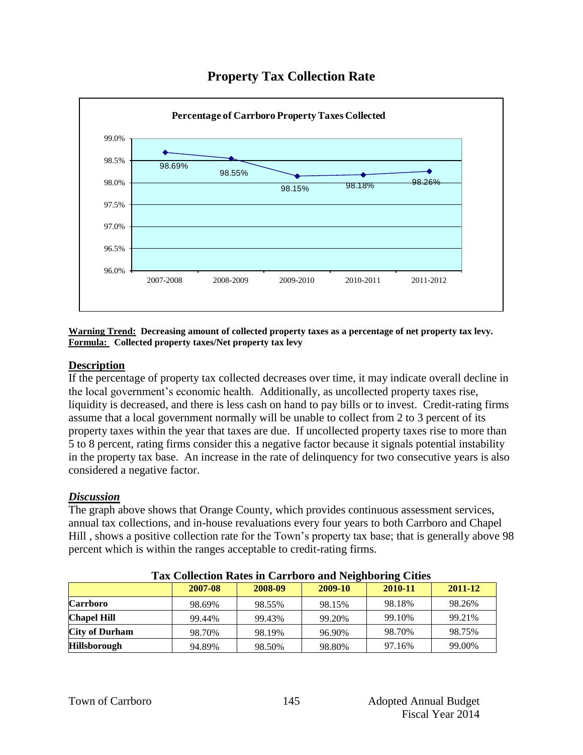# Property Tax Collection Rate

**Percentage of Carrboro Property Taxes Collected**

| | 2007-2008 | 2008-2009 | 2009-2010 | 2010-2011 | 2011-2012 |
|---|---|---|---|---|---|
| Carrboro | 98.69% | 98.55% | 98.15% | 98.18% | 98.26% |

**Warning Trend:** **Decreasing amount of collected property taxes as a percentage of net property tax levy.**
**Formula:** **Collected property taxes/Net property tax levy**

## Description

If the percentage of property tax collected decreases over time, it may indicate overall decline in the local government's economic health. Additionally, as uncollected property taxes rise, liquidity is decreased, and there is less cash on hand to pay bills or to invest. Credit-rating firms assume that a local government normally will be unable to collect from 2 to 3 percent of its property taxes within the year that taxes are due. If uncollected property taxes rise to more than 5 to 8 percent, rating firms consider this a negative factor because it signals potential instability in the property tax base. An increase in the rate of delinquency for two consecutive years is also considered a negative factor.

## *Discussion*

The graph above shows that Orange County, which provides continuous assessment services, annual tax collections, and in-house revaluations every four years to both Carrboro and Chapel Hill , shows a positive collection rate for the Town's property tax base; that is generally above 98 percent which is within the ranges acceptable to credit-rating firms.

**Tax Collection Rates in Carrboro and Neighboring Cities**

| | 2007-08 | 2008-09 | 2009-10 | 2010-11 | 2011-12 |
|---|---|---|---|---|---|
| **Carrboro** | 98.69% | 98.55% | 98.15% | 98.18% | 98.26% |
| **Chapel Hill** | 99.44% | 99.43% | 99.20% | 99.10% | 99.21% |
| **City of Durham** | 98.70% | 98.19% | 96.90% | 98.70% | 98.75% |
| **Hillsborough** | 94.89% | 98.50% | 98.80% | 97.16% | 99.00% |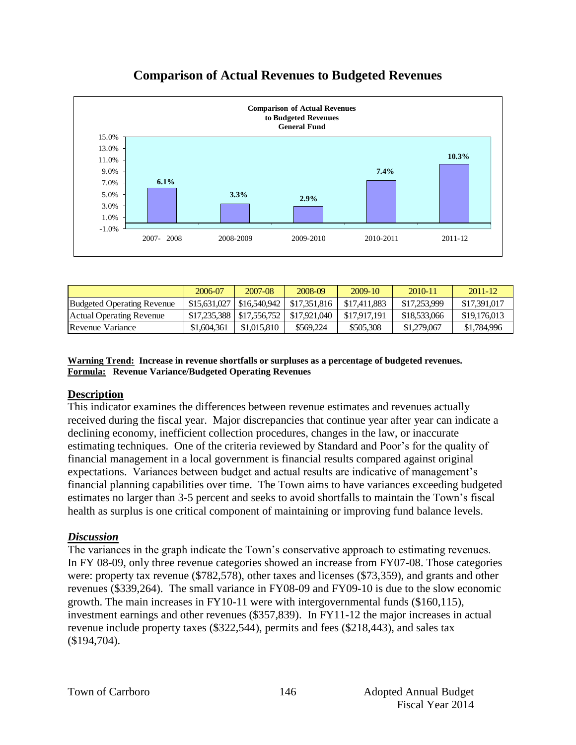# Comparison of Actual Revenues to Budgeted Revenues

**Comparison of Actual Revenues to Budgeted Revenues General Fund**

| | 2007-2008 | 2008-2009 | 2009-2010 | 2010-2011 | 2011-12 |
|---|---|---|---|---|---|
| Variance | 6.1% | 3.3% | 2.9% | 7.4% | 10.3% |

| | 2006-07 | 2007-08 | 2008-09 | 2009-10 | 2010-11 | 2011-12 |
|---|---|---|---|---|---|---|
| Budgeted Operating Revenue | $15,631,027 | $16,540,942 | $17,351,816 | $17,411,883 | $17,253,999 | $17,391,017 |
| Actual Operating Revenue | $17,235,388 | $17,556,752 | $17,921,040 | $17,917,191 | $18,533,066 | $19,176,013 |
| Revenue Variance | $1,604,361 | $1,015,810 | $569,224 | $505,308 | $1,279,067 | $1,784,996 |

**Warning Trend: Increase in revenue shortfalls or surpluses as a percentage of budgeted revenues.**
**Formula: Revenue Variance/Budgeted Operating Revenues**

## Description

This indicator examines the differences between revenue estimates and revenues actually received during the fiscal year. Major discrepancies that continue year after year can indicate a declining economy, inefficient collection procedures, changes in the law, or inaccurate estimating techniques. One of the criteria reviewed by Standard and Poor's for the quality of financial management in a local government is financial results compared against original expectations. Variances between budget and actual results are indicative of management's financial planning capabilities over time. The Town aims to have variances exceeding budgeted estimates no larger than 3-5 percent and seeks to avoid shortfalls to maintain the Town's fiscal health as surplus is one critical component of maintaining or improving fund balance levels.

## *Discussion*

The variances in the graph indicate the Town's conservative approach to estimating revenues. In FY 08-09, only three revenue categories showed an increase from FY07-08. Those categories were: property tax revenue ($782,578), other taxes and licenses ($73,359), and grants and other revenues ($339,264). The small variance in FY08-09 and FY09-10 is due to the slow economic growth. The main increases in FY10-11 were with intergovernmental funds ($160,115), investment earnings and other revenues ($357,839). In FY11-12 the major increases in actual revenue include property taxes ($322,544), permits and fees ($218,443), and sales tax ($194,704).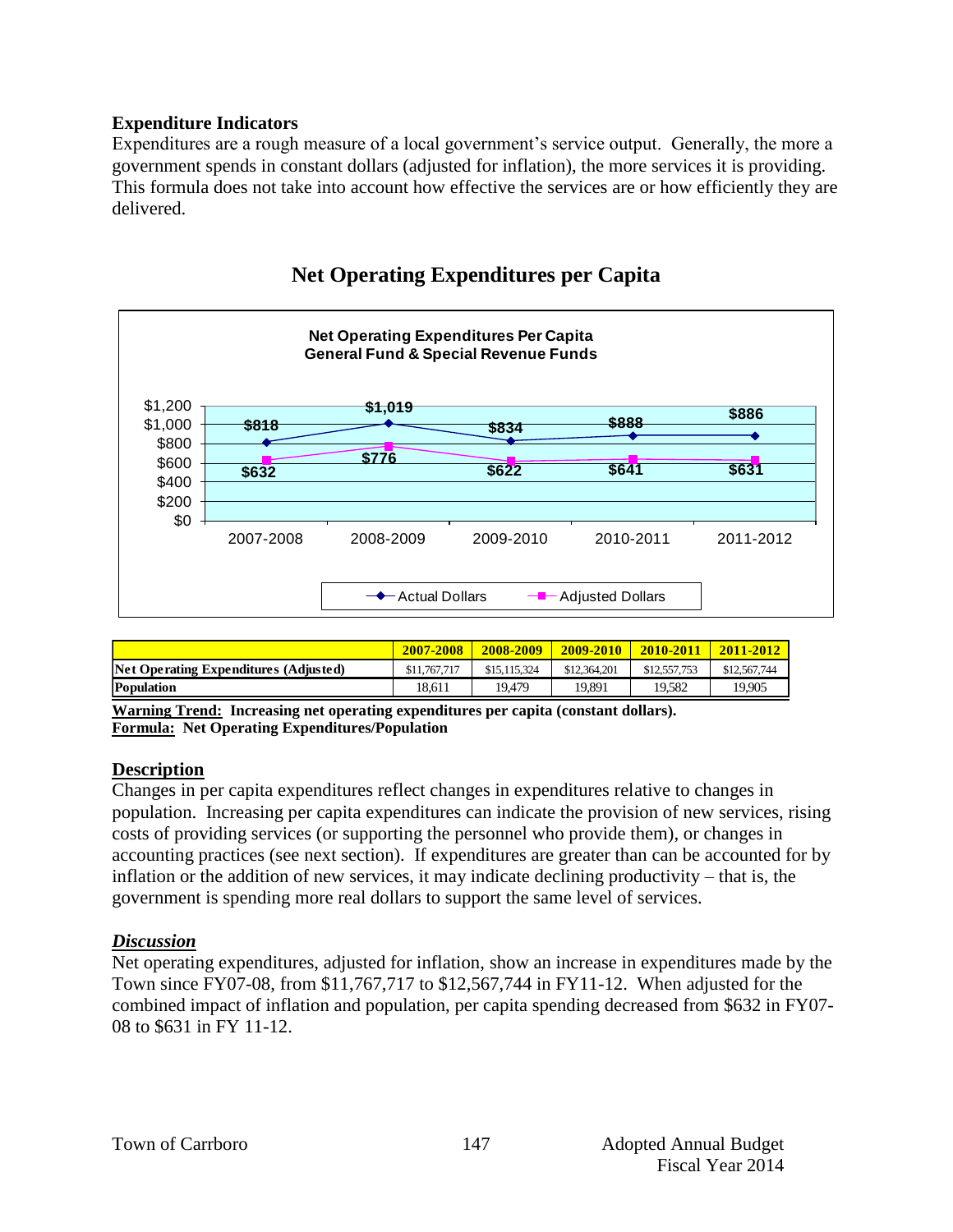### Expenditure Indicators

Expenditures are a rough measure of a local government's service output. Generally, the more a government spends in constant dollars (adjusted for inflation), the more services it is providing. This formula does not take into account how effective the services are or how efficiently they are delivered.

## Net Operating Expenditures per Capita

**Net Operating Expenditures Per Capita**
**General Fund & Special Revenue Funds**

| | 2007-2008 | 2008-2009 | 2009-2010 | 2010-2011 | 2011-2012 |
|---|---|---|---|---|---|
| Actual Dollars | $818 | $1,019 | $834 | $888 | $886 |
| Adjusted Dollars | $632 | $776 | $622 | $641 | $631 |

| | 2007-2008 | 2008-2009 | 2009-2010 | 2010-2011 | 2011-2012 |
|---|---|---|---|---|---|
| **Net Operating Expenditures (Adjusted)** | $11,767,717 | $15,115,324 | $12,364,201 | $12,557,753 | $12,567,744 |
| **Population** | 18,611 | 19,479 | 19,891 | 19,582 | 19,905 |

**<u>Warning Trend:</u> Increasing net operating expenditures per capita (constant dollars).**
**<u>Formula:</u> Net Operating Expenditures/Population**

### <u>Description</u>

Changes in per capita expenditures reflect changes in expenditures relative to changes in population. Increasing per capita expenditures can indicate the provision of new services, rising costs of providing services (or supporting the personnel who provide them), or changes in accounting practices (see next section). If expenditures are greater than can be accounted for by inflation or the addition of new services, it may indicate declining productivity – that is, the government is spending more real dollars to support the same level of services.

### <u>*Discussion*</u>

Net operating expenditures, adjusted for inflation, show an increase in expenditures made by the Town since FY07-08, from $11,767,717 to $12,567,744 in FY11-12. When adjusted for the combined impact of inflation and population, per capita spending decreased from $632 in FY07-08 to $631 in FY 11-12.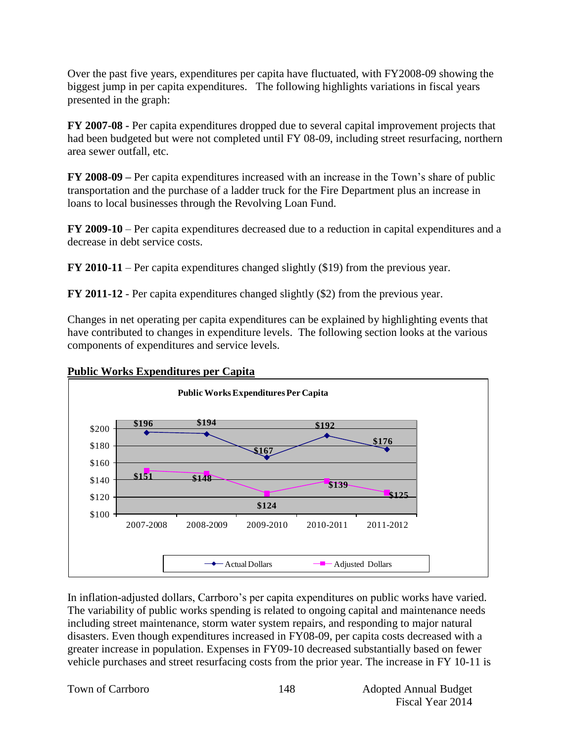Over the past five years, expenditures per capita have fluctuated, with FY2008-09 showing the biggest jump in per capita expenditures. The following highlights variations in fiscal years presented in the graph:

**FY 2007-08 -** Per capita expenditures dropped due to several capital improvement projects that had been budgeted but were not completed until FY 08-09, including street resurfacing, northern area sewer outfall, etc.

**FY 2008-09 –** Per capita expenditures increased with an increase in the Town's share of public transportation and the purchase of a ladder truck for the Fire Department plus an increase in loans to local businesses through the Revolving Loan Fund.

**FY 2009-10** – Per capita expenditures decreased due to a reduction in capital expenditures and a decrease in debt service costs.

**FY 2010-11** – Per capita expenditures changed slightly ($19) from the previous year.

**FY 2011-12** - Per capita expenditures changed slightly ($2) from the previous year.

Changes in net operating per capita expenditures can be explained by highlighting events that have contributed to changes in expenditure levels. The following section looks at the various components of expenditures and service levels.

## Public Works Expenditures per Capita

**Public Works Expenditures Per Capita**

| | 2007-2008 | 2008-2009 | 2009-2010 | 2010-2011 | 2011-2012 |
|---|---|---|---|---|---|
| Actual Dollars | $196 | $194 | $167 | $192 | $176 |
| Adjusted Dollars | $151 | $148 | $124 | $139 | $125 |

In inflation-adjusted dollars, Carrboro's per capita expenditures on public works have varied. The variability of public works spending is related to ongoing capital and maintenance needs including street maintenance, storm water system repairs, and responding to major natural disasters. Even though expenditures increased in FY08-09, per capita costs decreased with a greater increase in population. Expenses in FY09-10 decreased substantially based on fewer vehicle purchases and street resurfacing costs from the prior year. The increase in FY 10-11 is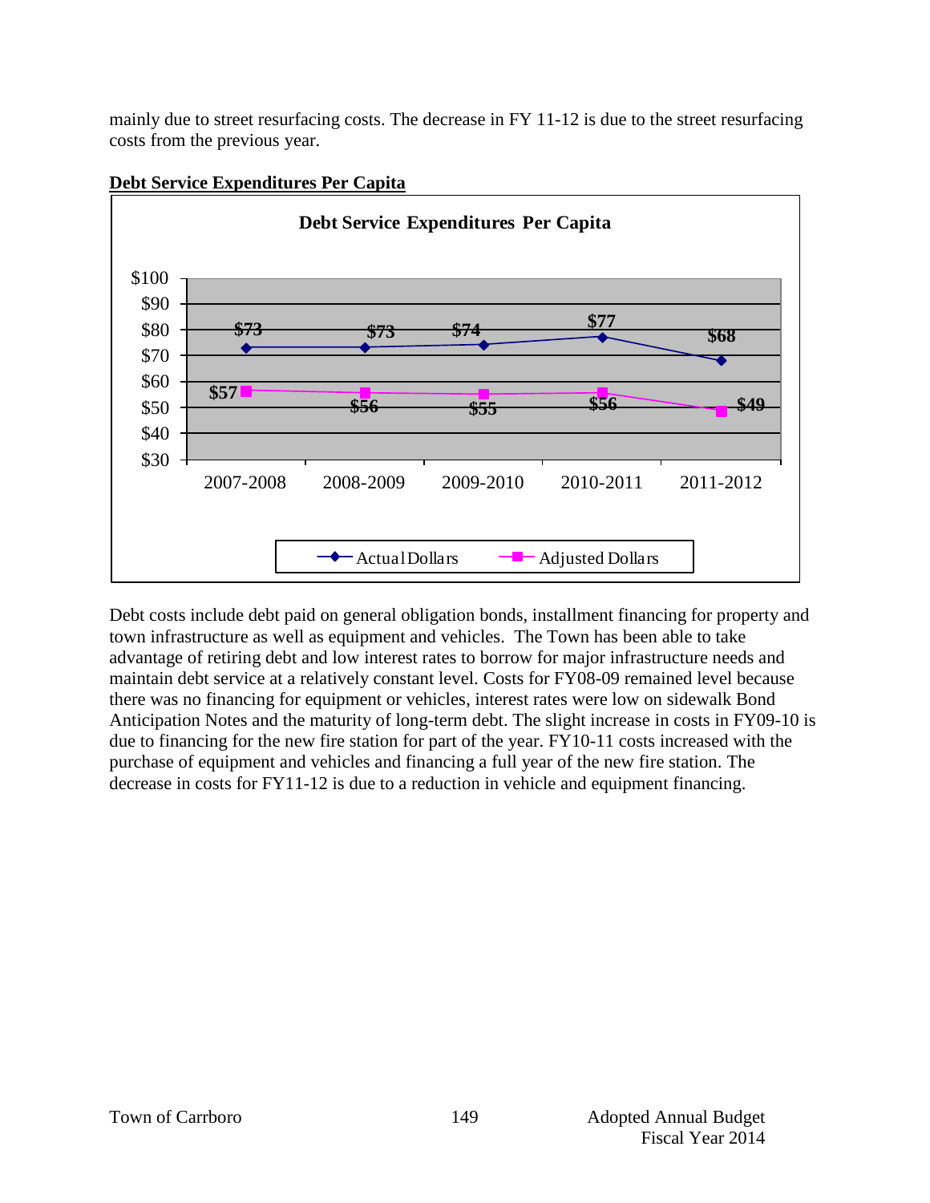mainly due to street resurfacing costs. The decrease in FY 11-12 is due to the street resurfacing costs from the previous year.

**Debt Service Expenditures Per Capita**

**Debt Service Expenditures Per Capita**

| | 2007-2008 | 2008-2009 | 2009-2010 | 2010-2011 | 2011-2012 |
|---|---|---|---|---|---|
| Actual Dollars | $73 | $73 | $74 | $77 | $68 |
| Adjusted Dollars | $57 | $56 | $55 | $56 | $49 |

Debt costs include debt paid on general obligation bonds, installment financing for property and town infrastructure as well as equipment and vehicles. The Town has been able to take advantage of retiring debt and low interest rates to borrow for major infrastructure needs and maintain debt service at a relatively constant level. Costs for FY08-09 remained level because there was no financing for equipment or vehicles, interest rates were low on sidewalk Bond Anticipation Notes and the maturity of long-term debt. The slight increase in costs in FY09-10 is due to financing for the new fire station for part of the year. FY10-11 costs increased with the purchase of equipment and vehicles and financing a full year of the new fire station. The decrease in costs for FY11-12 is due to a reduction in vehicle and equipment financing.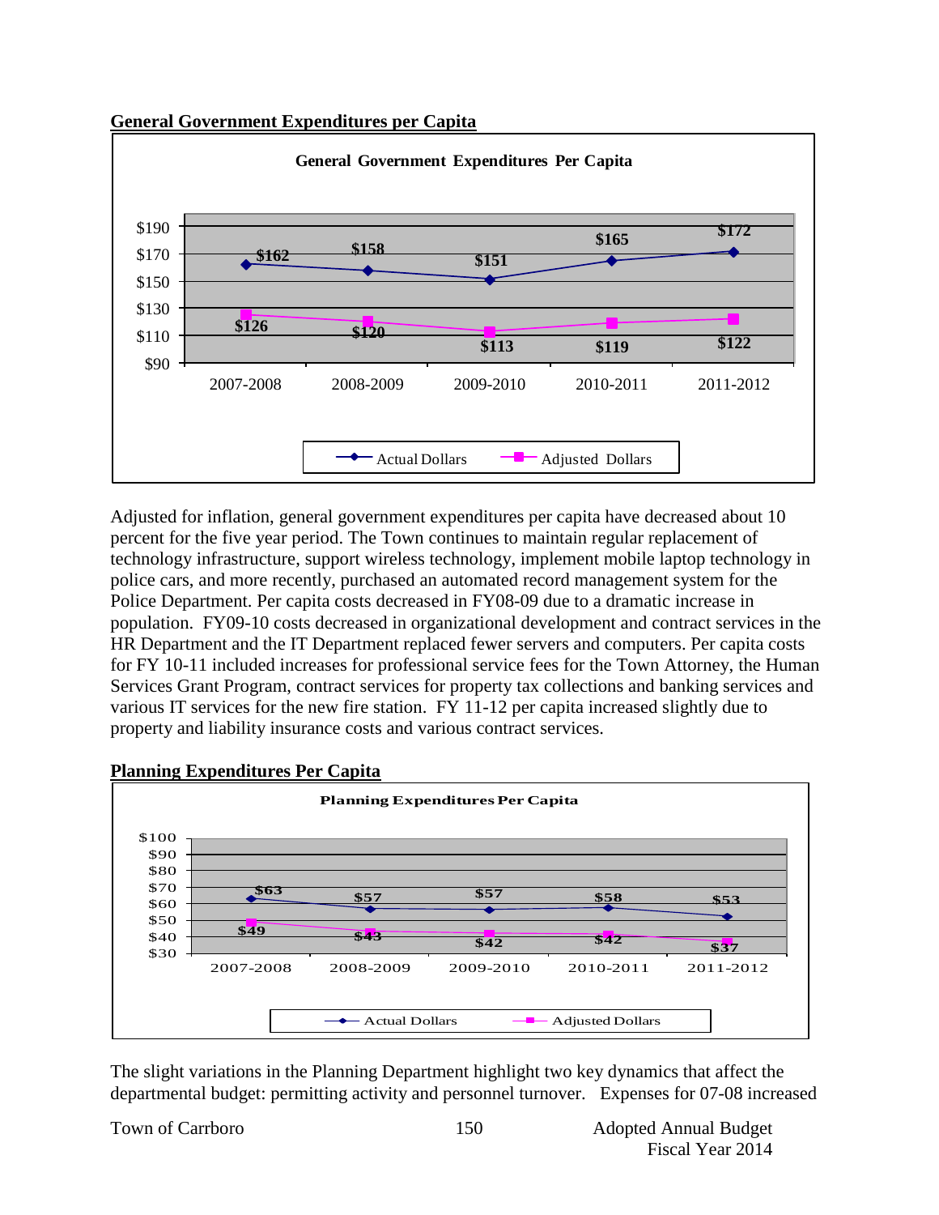## General Government Expenditures per Capita

**General Government Expenditures Per Capita**

| | 2007-2008 | 2008-2009 | 2009-2010 | 2010-2011 | 2011-2012 |
|---|---|---|---|---|---|
| Actual Dollars | $162 | $158 | $151 | $165 | $172 |
| Adjusted Dollars | $126 | $120 | $113 | $119 | $122 |

Adjusted for inflation, general government expenditures per capita have decreased about 10 percent for the five year period. The Town continues to maintain regular replacement of technology infrastructure, support wireless technology, implement mobile laptop technology in police cars, and more recently, purchased an automated record management system for the Police Department. Per capita costs decreased in FY08-09 due to a dramatic increase in population. FY09-10 costs decreased in organizational development and contract services in the HR Department and the IT Department replaced fewer servers and computers. Per capita costs for FY 10-11 included increases for professional service fees for the Town Attorney, the Human Services Grant Program, contract services for property tax collections and banking services and various IT services for the new fire station. FY 11-12 per capita increased slightly due to property and liability insurance costs and various contract services.

## Planning Expenditures Per Capita

**Planning Expenditures Per Capita**

| | 2007-2008 | 2008-2009 | 2009-2010 | 2010-2011 | 2011-2012 |
|---|---|---|---|---|---|
| Actual Dollars | $63 | $57 | $57 | $58 | $53 |
| Adjusted Dollars | $49 | $43 | $42 | $42 | $37 |

The slight variations in the Planning Department highlight two key dynamics that affect the departmental budget: permitting activity and personnel turnover. Expenses for 07-08 increased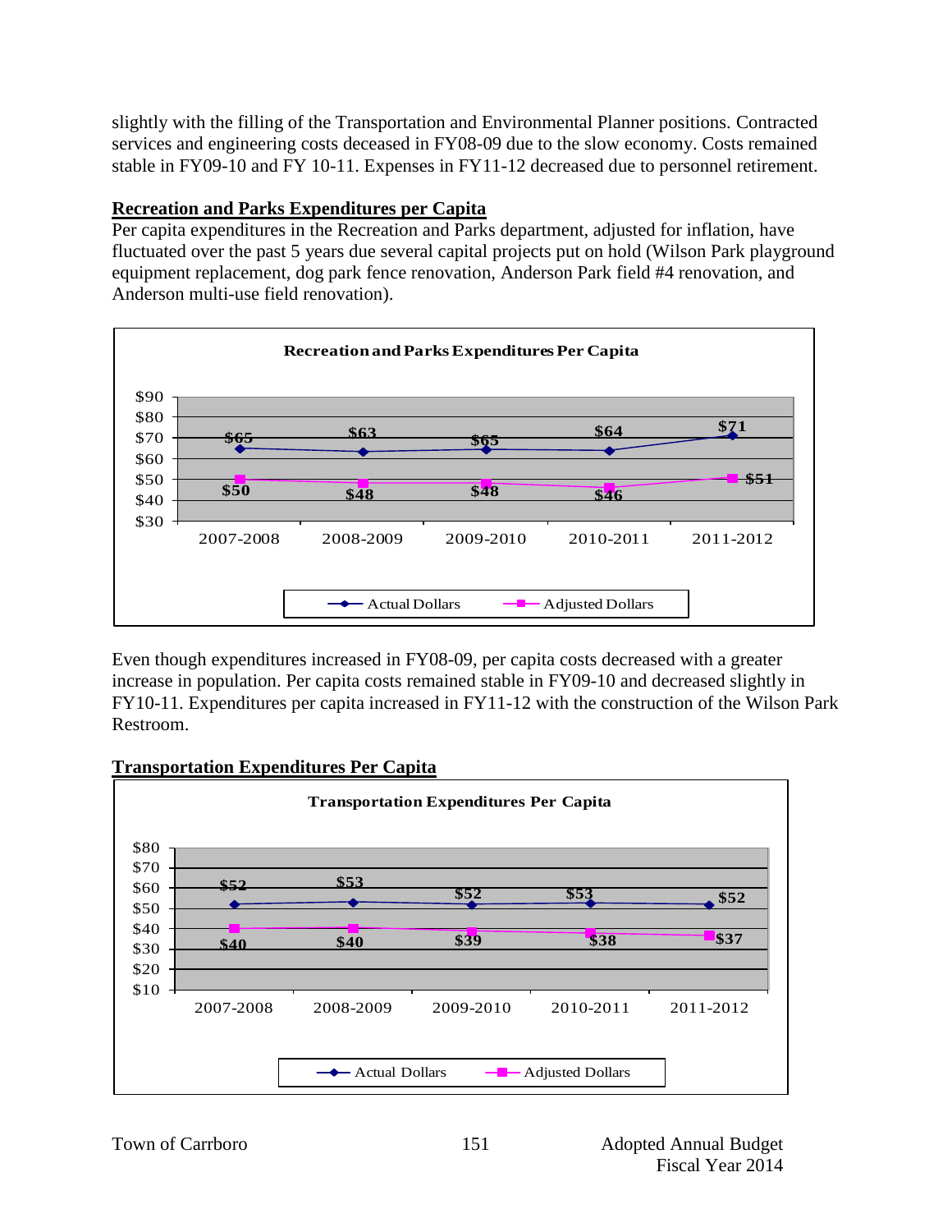slightly with the filling of the Transportation and Environmental Planner positions. Contracted services and engineering costs deceased in FY08-09 due to the slow economy. Costs remained stable in FY09-10 and FY 10-11. Expenses in FY11-12 decreased due to personnel retirement.

**Recreation and Parks Expenditures per Capita**

Per capita expenditures in the Recreation and Parks department, adjusted for inflation, have fluctuated over the past 5 years due several capital projects put on hold (Wilson Park playground equipment replacement, dog park fence renovation, Anderson Park field #4 renovation, and Anderson multi-use field renovation).

**Recreation and Parks Expenditures Per Capita**

| | 2007-2008 | 2008-2009 | 2009-2010 | 2010-2011 | 2011-2012 |
|---|---|---|---|---|---|
| Actual Dollars | $65 | $63 | $65 | $64 | $71 |
| Adjusted Dollars | $50 | $48 | $48 | $46 | $51 |

Even though expenditures increased in FY08-09, per capita costs decreased with a greater increase in population. Per capita costs remained stable in FY09-10 and decreased slightly in FY10-11. Expenditures per capita increased in FY11-12 with the construction of the Wilson Park Restroom.

**Transportation Expenditures Per Capita**

**Transportation Expenditures Per Capita**

| | 2007-2008 | 2008-2009 | 2009-2010 | 2010-2011 | 2011-2012 |
|---|---|---|---|---|---|
| Actual Dollars | $52 | $53 | $52 | $53 | $52 |
| Adjusted Dollars | $40 | $40 | $39 | $38 | $37 |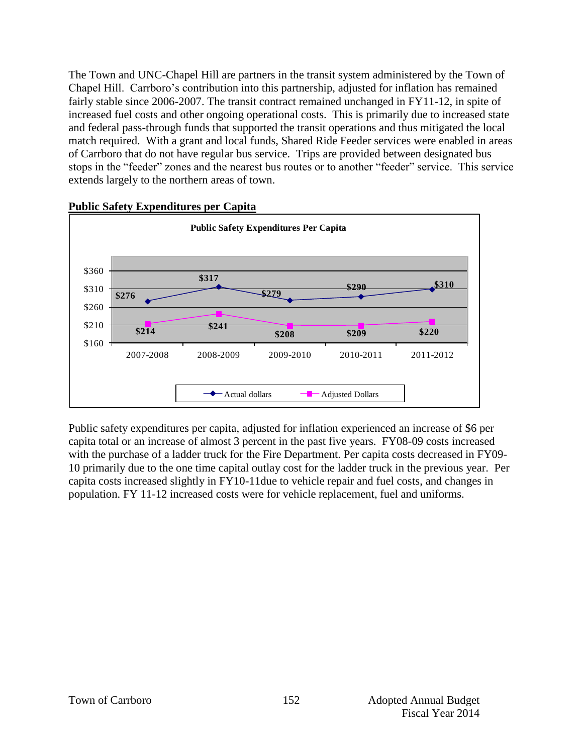The Town and UNC-Chapel Hill are partners in the transit system administered by the Town of Chapel Hill. Carrboro's contribution into this partnership, adjusted for inflation has remained fairly stable since 2006-2007. The transit contract remained unchanged in FY11-12, in spite of increased fuel costs and other ongoing operational costs. This is primarily due to increased state and federal pass-through funds that supported the transit operations and thus mitigated the local match required. With a grant and local funds, Shared Ride Feeder services were enabled in areas of Carrboro that do not have regular bus service. Trips are provided between designated bus stops in the "feeder" zones and the nearest bus routes or to another "feeder" service. This service extends largely to the northern areas of town.

## Public Safety Expenditures per Capita

**Public Safety Expenditures Per Capita**

| | 2007-2008 | 2008-2009 | 2009-2010 | 2010-2011 | 2011-2012 |
|---|---|---|---|---|---|
| Actual dollars | $276 | $317 | $279 | $290 | $310 |
| Adjusted Dollars | $214 | $241 | $208 | $209 | $220 |

Public safety expenditures per capita, adjusted for inflation experienced an increase of $6 per capita total or an increase of almost 3 percent in the past five years. FY08-09 costs increased with the purchase of a ladder truck for the Fire Department. Per capita costs decreased in FY09-10 primarily due to the one time capital outlay cost for the ladder truck in the previous year. Per capita costs increased slightly in FY10-11due to vehicle repair and fuel costs, and changes in population. FY 11-12 increased costs were for vehicle replacement, fuel and uniforms.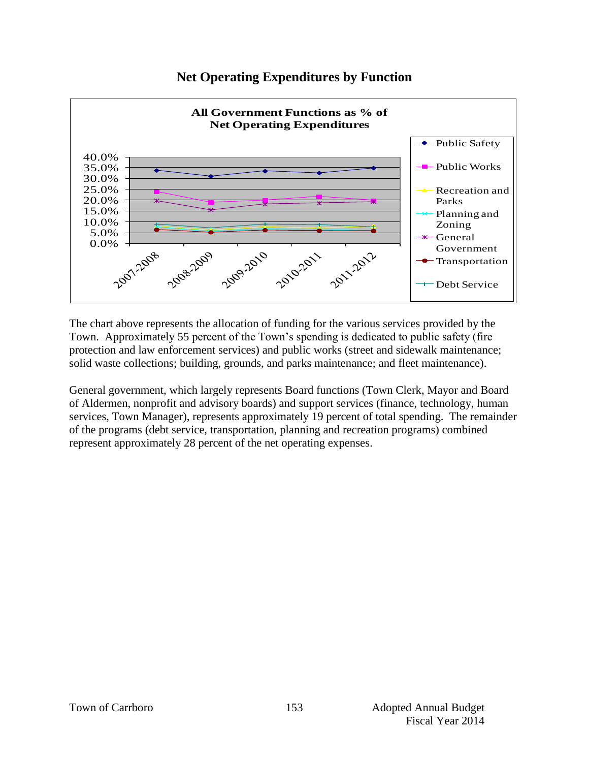# Net Operating Expenditures by Function

**All Government Functions as % of Net Operating Expenditures**

The chart above represents the allocation of funding for the various services provided by the Town. Approximately 55 percent of the Town's spending is dedicated to public safety (fire protection and law enforcement services) and public works (street and sidewalk maintenance; solid waste collections; building, grounds, and parks maintenance; and fleet maintenance).

General government, which largely represents Board functions (Town Clerk, Mayor and Board of Aldermen, nonprofit and advisory boards) and support services (finance, technology, human services, Town Manager), represents approximately 19 percent of total spending. The remainder of the programs (debt service, transportation, planning and recreation programs) combined represent approximately 28 percent of the net operating expenses.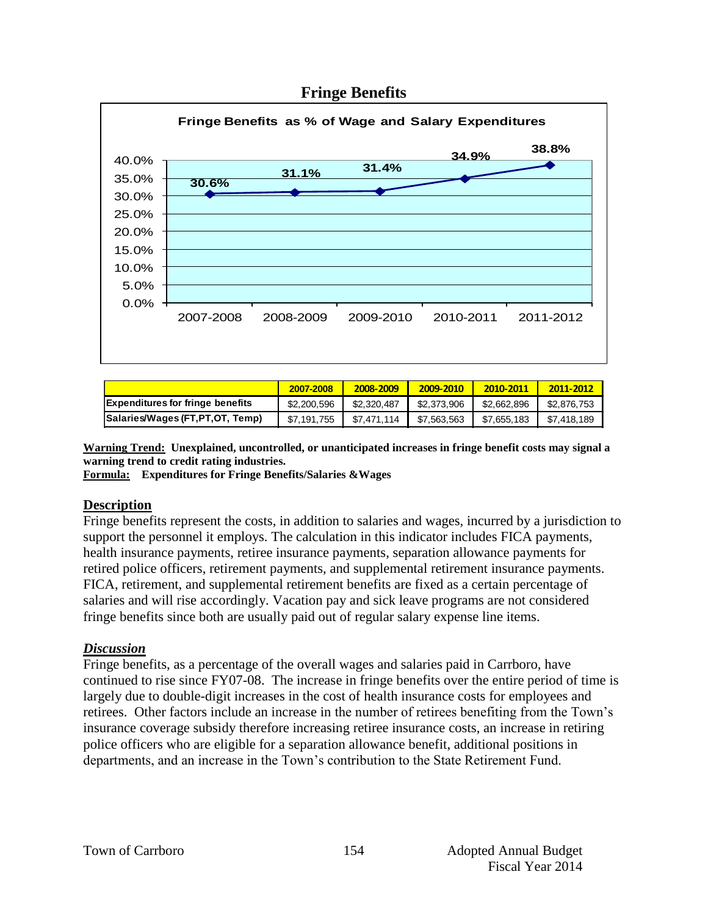## Fringe Benefits

**Fringe Benefits as % of Wage and Salary Expenditures**

| | 2007-2008 | 2008-2009 | 2009-2010 | 2010-2011 | 2011-2012 |
|---|---|---|---|---|---|
| Fringe Benefits as % of Wage and Salary Expenditures | 30.6% | 31.1% | 31.4% | 34.9% | 38.8% |

| | 2007-2008 | 2008-2009 | 2009-2010 | 2010-2011 | 2011-2012 |
|---|---|---|---|---|---|
| **Expenditures for fringe benefits** | $2,200,596 | $2,320,487 | $2,373,906 | $2,662,896 | $2,876,753 |
| **Salaries/Wages (FT,PT,OT, Temp)** | $7,191,755 | $7,471,114 | $7,563,563 | $7,655,183 | $7,418,189 |

**Warning Trend:** **Unexplained, uncontrolled, or unanticipated increases in fringe benefit costs may signal a warning trend to credit rating industries.**

**Formula:** **Expenditures for Fringe Benefits/Salaries &Wages**

### Description

Fringe benefits represent the costs, in addition to salaries and wages, incurred by a jurisdiction to support the personnel it employs. The calculation in this indicator includes FICA payments, health insurance payments, retiree insurance payments, separation allowance payments for retired police officers, retirement payments, and supplemental retirement insurance payments. FICA, retirement, and supplemental retirement benefits are fixed as a certain percentage of salaries and will rise accordingly. Vacation pay and sick leave programs are not considered fringe benefits since both are usually paid out of regular salary expense line items.

### *Discussion*

Fringe benefits, as a percentage of the overall wages and salaries paid in Carrboro, have continued to rise since FY07-08. The increase in fringe benefits over the entire period of time is largely due to double-digit increases in the cost of health insurance costs for employees and retirees. Other factors include an increase in the number of retirees benefiting from the Town's insurance coverage subsidy therefore increasing retiree insurance costs, an increase in retiring police officers who are eligible for a separation allowance benefit, additional positions in departments, and an increase in the Town's contribution to the State Retirement Fund.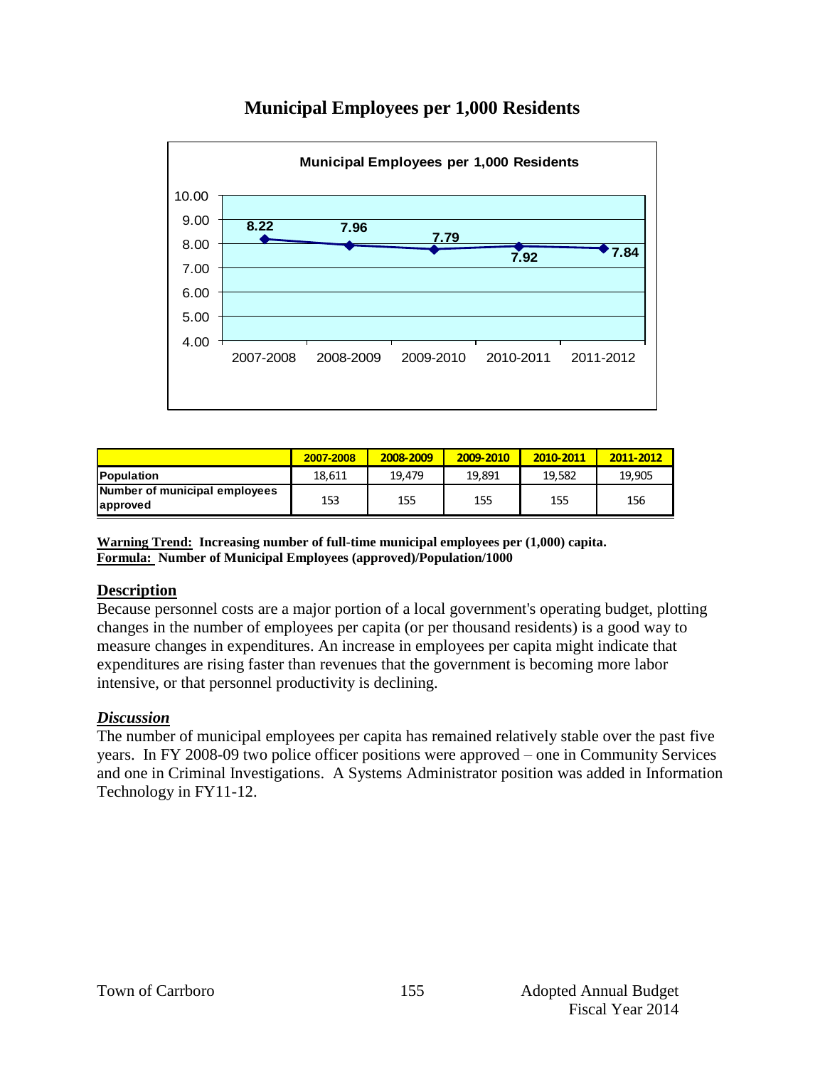# Municipal Employees per 1,000 Residents

| | 2007-2008 | 2008-2009 | 2009-2010 | 2010-2011 | 2011-2012 |
|---|---|---|---|---|---|
| **Population** | 18,611 | 19,479 | 19,891 | 19,582 | 19,905 |
| **Number of municipal employees approved** | 153 | 155 | 155 | 155 | 156 |

**Warning Trend: Increasing number of full-time municipal employees per (1,000) capita.**
**Formula: Number of Municipal Employees (approved)/Population/1000**

## Description

Because personnel costs are a major portion of a local government's operating budget, plotting changes in the number of employees per capita (or per thousand residents) is a good way to measure changes in expenditures. An increase in employees per capita might indicate that expenditures are rising faster than revenues that the government is becoming more labor intensive, or that personnel productivity is declining.

## *Discussion*

The number of municipal employees per capita has remained relatively stable over the past five years. In FY 2008-09 two police officer positions were approved – one in Community Services and one in Criminal Investigations. A Systems Administrator position was added in Information Technology in FY11-12.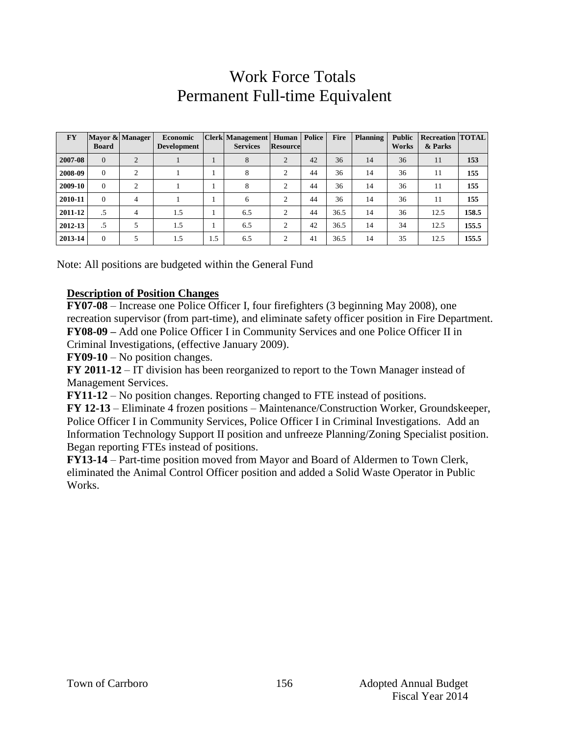# Work Force Totals
# Permanent Full-time Equivalent

| FY | Mayor & Board | Manager | Economic Development | Clerk | Management Services | Human Resource | Police | Fire | Planning | Public Works | Recreation & Parks | TOTAL |
|---|---|---|---|---|---|---|---|---|---|---|---|---|
| 2007-08 | 0 | 2 | 1 | 1 | 8 | 2 | 42 | 36 | 14 | 36 | 11 | 153 |
| 2008-09 | 0 | 2 | 1 | 1 | 8 | 2 | 44 | 36 | 14 | 36 | 11 | 155 |
| 2009-10 | 0 | 2 | 1 | 1 | 8 | 2 | 44 | 36 | 14 | 36 | 11 | 155 |
| 2010-11 | 0 | 4 | 1 | 1 | 6 | 2 | 44 | 36 | 14 | 36 | 11 | 155 |
| 2011-12 | .5 | 4 | 1.5 | 1 | 6.5 | 2 | 44 | 36.5 | 14 | 36 | 12.5 | 158.5 |
| 2012-13 | .5 | 5 | 1.5 | 1 | 6.5 | 2 | 42 | 36.5 | 14 | 34 | 12.5 | 155.5 |
| 2013-14 | 0 | 5 | 1.5 | 1.5 | 6.5 | 2 | 41 | 36.5 | 14 | 35 | 12.5 | 155.5 |

Note: All positions are budgeted within the General Fund

**Description of Position Changes**

**FY07-08** – Increase one Police Officer I, four firefighters (3 beginning May 2008), one recreation supervisor (from part-time), and eliminate safety officer position in Fire Department.
**FY08-09 –** Add one Police Officer I in Community Services and one Police Officer II in Criminal Investigations, (effective January 2009).
**FY09-10** – No position changes.
**FY 2011-12** – IT division has been reorganized to report to the Town Manager instead of Management Services.
**FY11-12** – No position changes. Reporting changed to FTE instead of positions.
**FY 12-13** – Eliminate 4 frozen positions – Maintenance/Construction Worker, Groundskeeper, Police Officer I in Community Services, Police Officer I in Criminal Investigations. Add an Information Technology Support II position and unfreeze Planning/Zoning Specialist position. Began reporting FTEs instead of positions.
**FY13-14** – Part-time position moved from Mayor and Board of Aldermen to Town Clerk, eliminated the Animal Control Officer position and added a Solid Waste Operator in Public Works.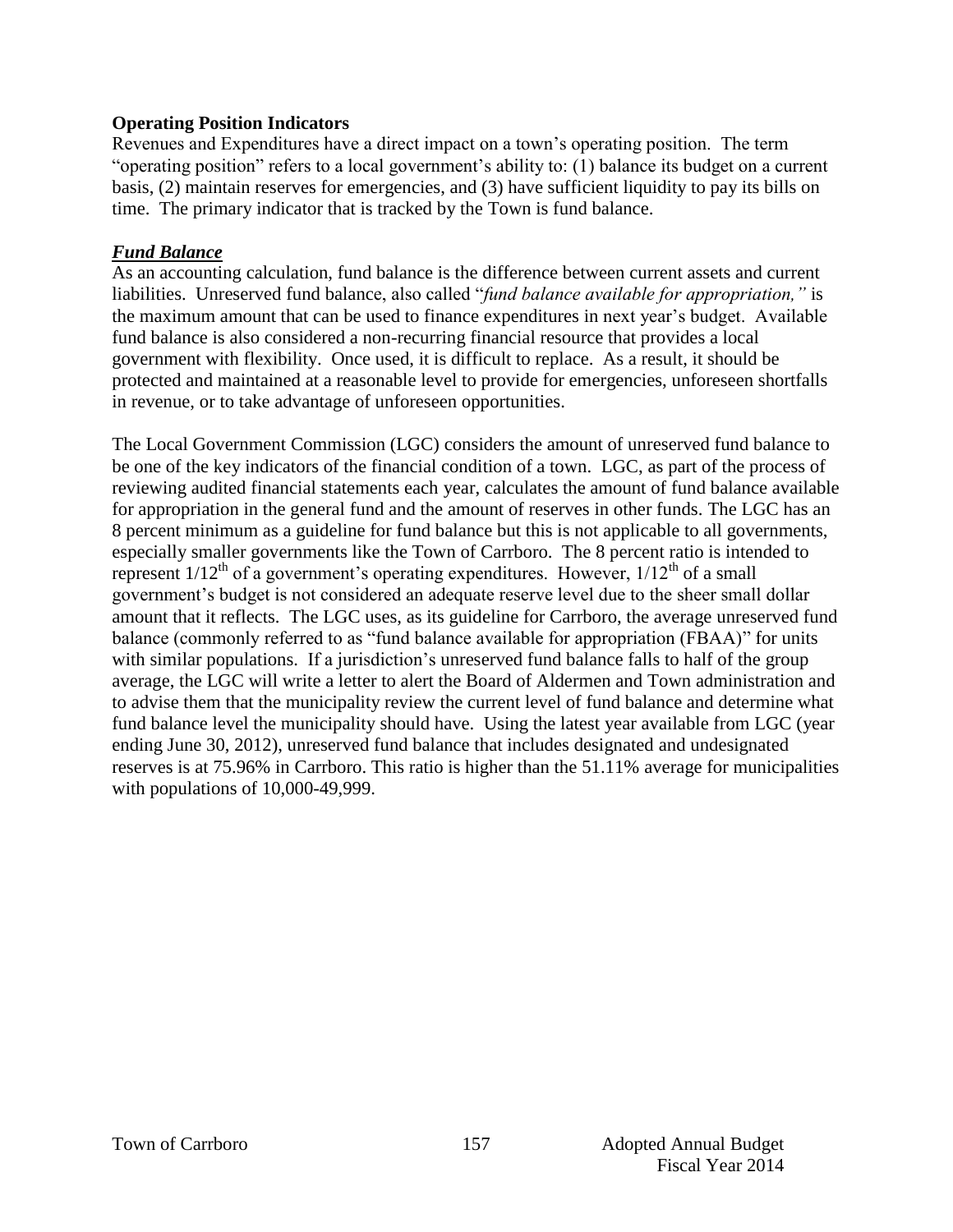**Operating Position Indicators**

Revenues and Expenditures have a direct impact on a town's operating position. The term "operating position" refers to a local government's ability to: (1) balance its budget on a current basis, (2) maintain reserves for emergencies, and (3) have sufficient liquidity to pay its bills on time. The primary indicator that is tracked by the Town is fund balance.

***Fund Balance***

As an accounting calculation, fund balance is the difference between current assets and current liabilities. Unreserved fund balance, also called "*fund balance available for appropriation,"* is the maximum amount that can be used to finance expenditures in next year's budget. Available fund balance is also considered a non-recurring financial resource that provides a local government with flexibility. Once used, it is difficult to replace. As a result, it should be protected and maintained at a reasonable level to provide for emergencies, unforeseen shortfalls in revenue, or to take advantage of unforeseen opportunities.

The Local Government Commission (LGC) considers the amount of unreserved fund balance to be one of the key indicators of the financial condition of a town. LGC, as part of the process of reviewing audited financial statements each year, calculates the amount of fund balance available for appropriation in the general fund and the amount of reserves in other funds. The LGC has an 8 percent minimum as a guideline for fund balance but this is not applicable to all governments, especially smaller governments like the Town of Carrboro. The 8 percent ratio is intended to represent $1/12^{th}$ of a government's operating expenditures. However, $1/12^{th}$ of a small government's budget is not considered an adequate reserve level due to the sheer small dollar amount that it reflects. The LGC uses, as its guideline for Carrboro, the average unreserved fund balance (commonly referred to as "fund balance available for appropriation (FBAA)" for units with similar populations. If a jurisdiction's unreserved fund balance falls to half of the group average, the LGC will write a letter to alert the Board of Aldermen and Town administration and to advise them that the municipality review the current level of fund balance and determine what fund balance level the municipality should have. Using the latest year available from LGC (year ending June 30, 2012), unreserved fund balance that includes designated and undesignated reserves is at 75.96% in Carrboro. This ratio is higher than the 51.11% average for municipalities with populations of 10,000-49,999.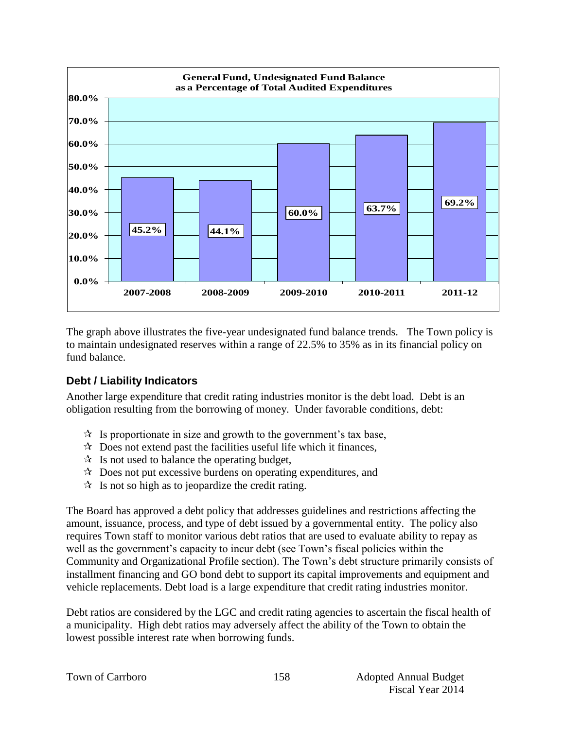**General Fund, Undesignated Fund Balance as a Percentage of Total Audited Expenditures**

| Year | Percentage |
|---|---|
| 2007-2008 | 45.2% |
| 2008-2009 | 44.1% |
| 2009-2010 | 60.0% |
| 2010-2011 | 63.7% |
| 2011-12 | 69.2% |

The graph above illustrates the five-year undesignated fund balance trends. The Town policy is to maintain undesignated reserves within a range of 22.5% to 35% as in its financial policy on fund balance.

### Debt / Liability Indicators

Another large expenditure that credit rating industries monitor is the debt load. Debt is an obligation resulting from the borrowing of money. Under favorable conditions, debt:

- Is proportionate in size and growth to the government's tax base,
- Does not extend past the facilities useful life which it finances,
- Is not used to balance the operating budget,
- Does not put excessive burdens on operating expenditures, and
- Is not so high as to jeopardize the credit rating.

The Board has approved a debt policy that addresses guidelines and restrictions affecting the amount, issuance, process, and type of debt issued by a governmental entity. The policy also requires Town staff to monitor various debt ratios that are used to evaluate ability to repay as well as the government's capacity to incur debt (see Town's fiscal policies within the Community and Organizational Profile section). The Town's debt structure primarily consists of installment financing and GO bond debt to support its capital improvements and equipment and vehicle replacements. Debt load is a large expenditure that credit rating industries monitor.

Debt ratios are considered by the LGC and credit rating agencies to ascertain the fiscal health of a municipality. High debt ratios may adversely affect the ability of the Town to obtain the lowest possible interest rate when borrowing funds.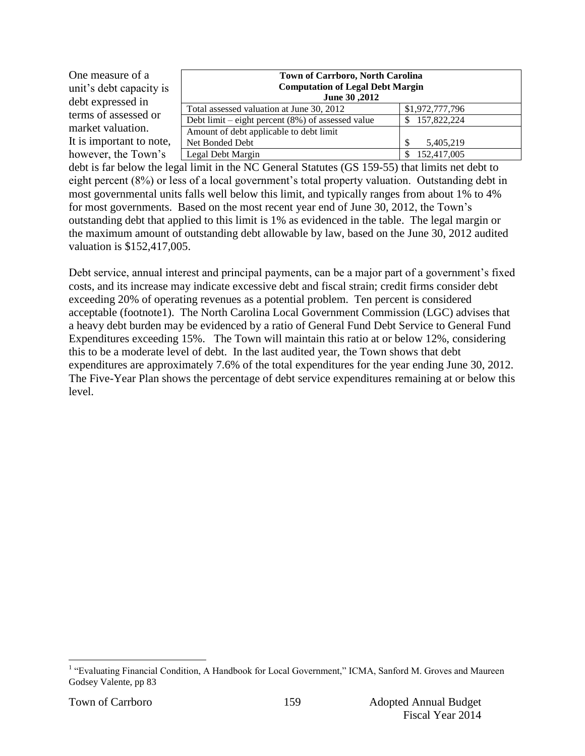| Town of Carrboro, North Carolina<br>Computation of Legal Debt Margin<br>June 30 ,2012 | |
|---|---|
| Total assessed valuation at June 30, 2012 | $1,972,777,796 |
| Debt limit – eight percent (8%) of assessed value | $ 157,822,224 |
| Amount of debt applicable to debt limit<br>Net Bonded Debt | $ 5,405,219 |
| Legal Debt Margin | $ 152,417,005 |

One measure of a unit's debt capacity is debt expressed in terms of assessed or market valuation. It is important to note, however, the Town's debt is far below the legal limit in the NC General Statutes (GS 159-55) that limits net debt to eight percent (8%) or less of a local government's total property valuation. Outstanding debt in most governmental units falls well below this limit, and typically ranges from about 1% to 4% for most governments. Based on the most recent year end of June 30, 2012, the Town's outstanding debt that applied to this limit is 1% as evidenced in the table. The legal margin or the maximum amount of outstanding debt allowable by law, based on the June 30, 2012 audited valuation is $152,417,005.

Debt service, annual interest and principal payments, can be a major part of a government's fixed costs, and its increase may indicate excessive debt and fiscal strain; credit firms consider debt exceeding 20% of operating revenues as a potential problem. Ten percent is considered acceptable (footnote1). The North Carolina Local Government Commission (LGC) advises that a heavy debt burden may be evidenced by a ratio of General Fund Debt Service to General Fund Expenditures exceeding 15%. The Town will maintain this ratio at or below 12%, considering this to be a moderate level of debt. In the last audited year, the Town shows that debt expenditures are approximately 7.6% of the total expenditures for the year ending June 30, 2012. The Five-Year Plan shows the percentage of debt service expenditures remaining at or below this level.

[1] "Evaluating Financial Condition, A Handbook for Local Government," ICMA, Sanford M. Groves and Maureen Godsey Valente, pp 83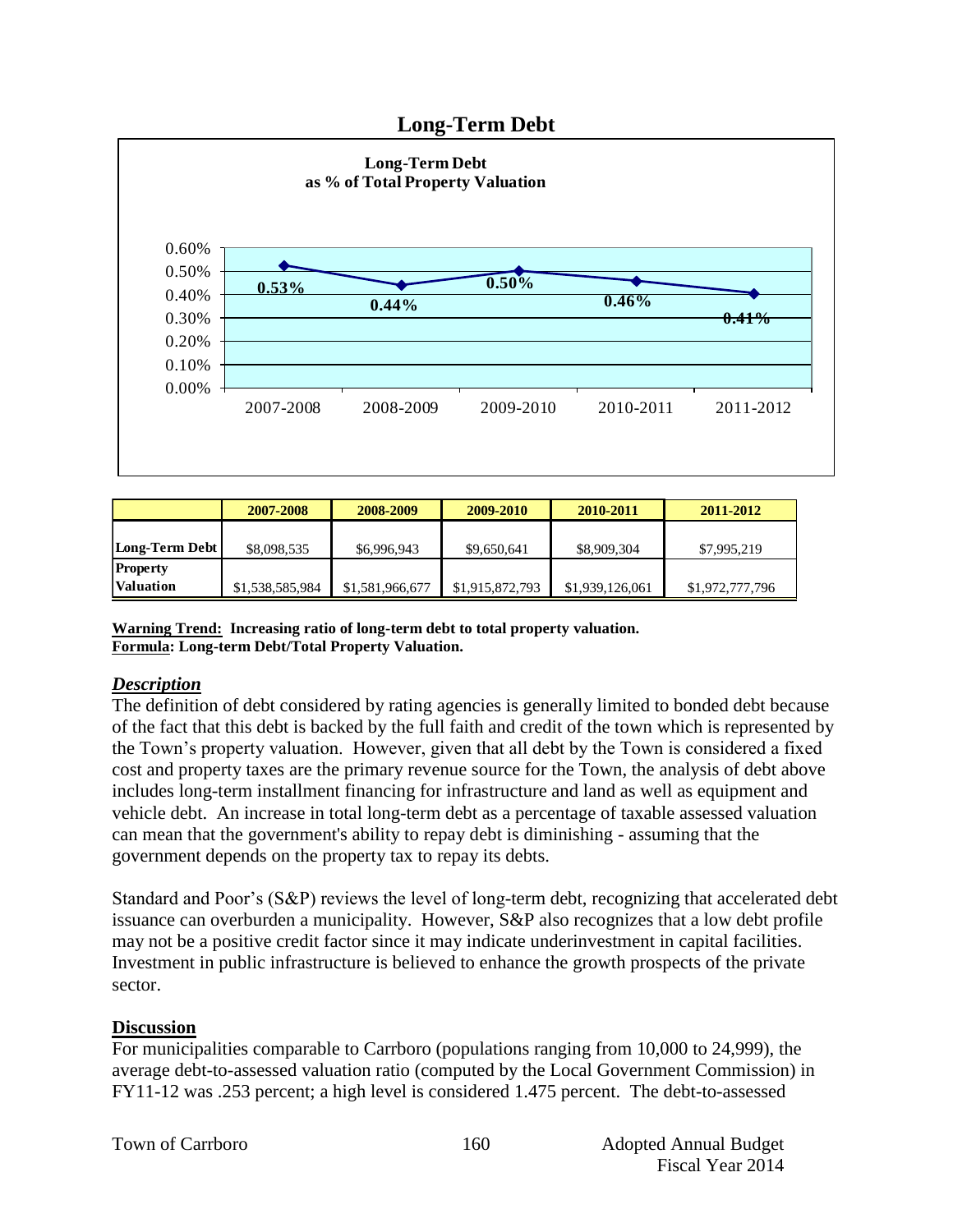# Long-Term Debt

**Long-Term Debt as % of Total Property Valuation**

|  | 2007-2008 | 2008-2009 | 2009-2010 | 2010-2011 | 2011-2012 |
|---|---|---|---|---|---|
| **Long-Term Debt** | $8,098,535 | $6,996,943 | $9,650,641 | $8,909,304 | $7,995,219 |
| **Property Valuation** | $1,538,585,984 | $1,581,966,677 | $1,915,872,793 | $1,939,126,061 | $1,972,777,796 |

**<u>Warning Trend:</u> Increasing ratio of long-term debt to total property valuation.**
**<u>Formula</u>: Long-term Debt/Total Property Valuation.**

## ***Description***

The definition of debt considered by rating agencies is generally limited to bonded debt because of the fact that this debt is backed by the full faith and credit of the town which is represented by the Town's property valuation. However, given that all debt by the Town is considered a fixed cost and property taxes are the primary revenue source for the Town, the analysis of debt above includes long-term installment financing for infrastructure and land as well as equipment and vehicle debt. An increase in total long-term debt as a percentage of taxable assessed valuation can mean that the government's ability to repay debt is diminishing - assuming that the government depends on the property tax to repay its debts.

Standard and Poor's (S&P) reviews the level of long-term debt, recognizing that accelerated debt issuance can overburden a municipality. However, S&P also recognizes that a low debt profile may not be a positive credit factor since it may indicate underinvestment in capital facilities. Investment in public infrastructure is believed to enhance the growth prospects of the private sector.

## **Discussion**

For municipalities comparable to Carrboro (populations ranging from 10,000 to 24,999), the average debt-to-assessed valuation ratio (computed by the Local Government Commission) in FY11-12 was .253 percent; a high level is considered 1.475 percent. The debt-to-assessed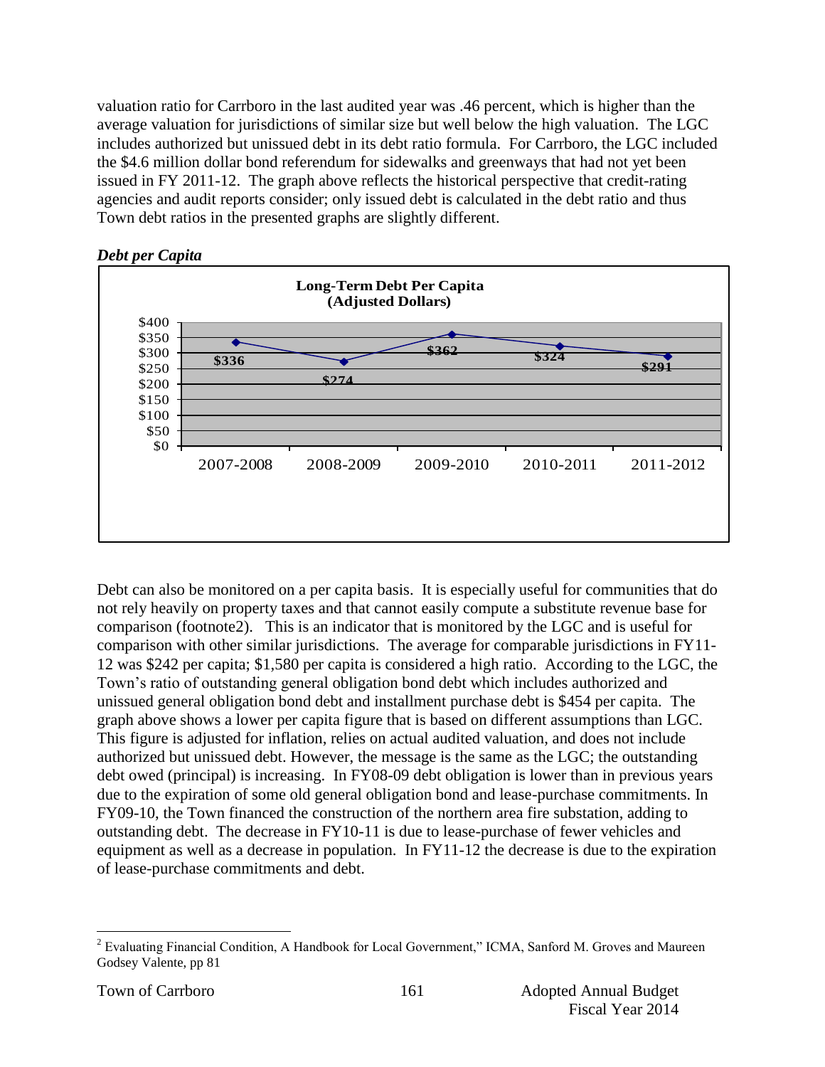valuation ratio for Carrboro in the last audited year was .46 percent, which is higher than the average valuation for jurisdictions of similar size but well below the high valuation. The LGC includes authorized but unissued debt in its debt ratio formula. For Carrboro, the LGC included the $4.6 million dollar bond referendum for sidewalks and greenways that had not yet been issued in FY 2011-12. The graph above reflects the historical perspective that credit-rating agencies and audit reports consider; only issued debt is calculated in the debt ratio and thus Town debt ratios in the presented graphs are slightly different.

***Debt per Capita***

**Long-Term Debt Per Capita (Adjusted Dollars)**

| Year | Debt Per Capita |
|---|---|
| 2007-2008 | $336 |
| 2008-2009 | $274 |
| 2009-2010 | $362 |
| 2010-2011 | $324 |
| 2011-2012 | $291 |

Debt can also be monitored on a per capita basis. It is especially useful for communities that do not rely heavily on property taxes and that cannot easily compute a substitute revenue base for comparison (footnote2). This is an indicator that is monitored by the LGC and is useful for comparison with other similar jurisdictions. The average for comparable jurisdictions in FY11-12 was $242 per capita; $1,580 per capita is considered a high ratio. According to the LGC, the Town's ratio of outstanding general obligation bond debt which includes authorized and unissued general obligation bond debt and installment purchase debt is $454 per capita. The graph above shows a lower per capita figure that is based on different assumptions than LGC. This figure is adjusted for inflation, relies on actual audited valuation, and does not include authorized but unissued debt. However, the message is the same as the LGC; the outstanding debt owed (principal) is increasing. In FY08-09 debt obligation is lower than in previous years due to the expiration of some old general obligation bond and lease-purchase commitments. In FY09-10, the Town financed the construction of the northern area fire substation, adding to outstanding debt. The decrease in FY10-11 is due to lease-purchase of fewer vehicles and equipment as well as a decrease in population. In FY11-12 the decrease is due to the expiration of lease-purchase commitments and debt.

[2] Evaluating Financial Condition, A Handbook for Local Government," ICMA, Sanford M. Groves and Maureen Godsey Valente, pp 81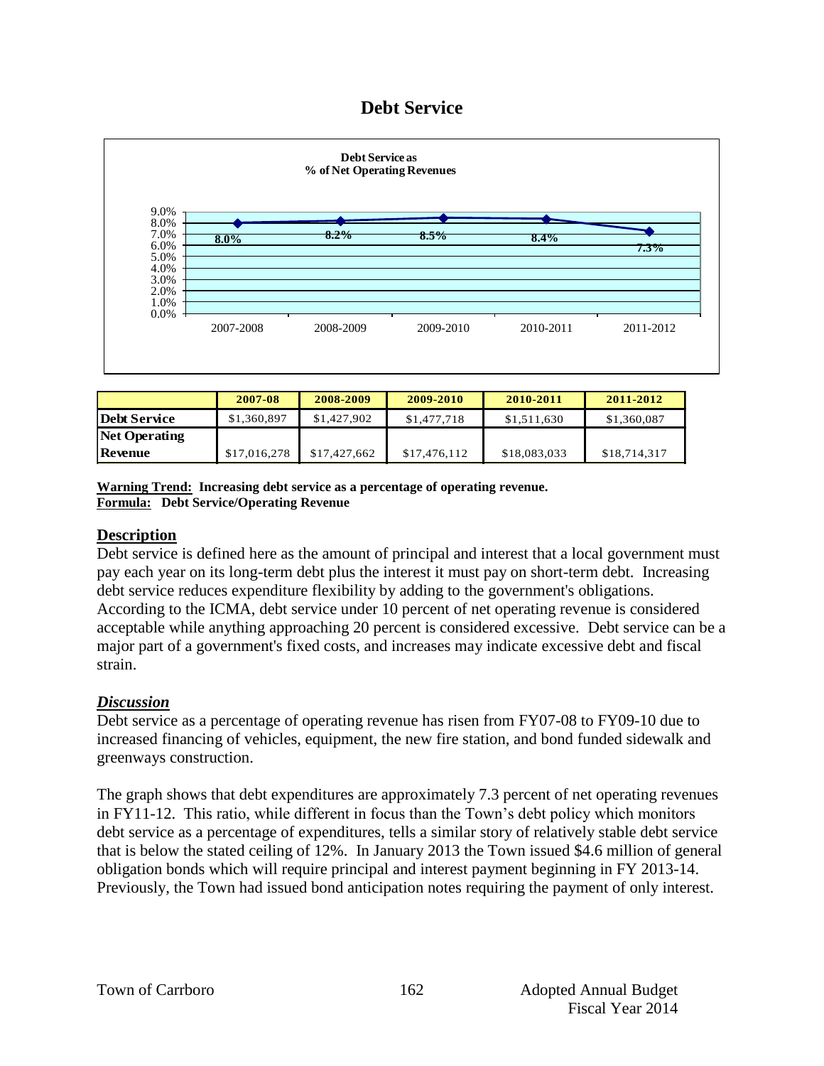# Debt Service

**Debt Service as**
**% of Net Operating Revenues**

| 2007-2008 | 2008-2009 | 2009-2010 | 2010-2011 | 2011-2012 |
|---|---|---|---|---|
| 8.0% | 8.2% | 8.5% | 8.4% | 7.3% |

| | 2007-08 | 2008-2009 | 2009-2010 | 2010-2011 | 2011-2012 |
|---|---|---|---|---|---|
| **Debt Service** | $1,360,897 | $1,427,902 | $1,477,718 | $1,511,630 | $1,360,087 |
| **Net Operating Revenue** | $17,016,278 | $17,427,662 | $17,476,112 | $18,083,033 | $18,714,317 |

**Warning Trend: Increasing debt service as a percentage of operating revenue.**
**Formula: Debt Service/Operating Revenue**

## Description

Debt service is defined here as the amount of principal and interest that a local government must pay each year on its long-term debt plus the interest it must pay on short-term debt. Increasing debt service reduces expenditure flexibility by adding to the government's obligations. According to the ICMA, debt service under 10 percent of net operating revenue is considered acceptable while anything approaching 20 percent is considered excessive. Debt service can be a major part of a government's fixed costs, and increases may indicate excessive debt and fiscal strain.

## *Discussion*

Debt service as a percentage of operating revenue has risen from FY07-08 to FY09-10 due to increased financing of vehicles, equipment, the new fire station, and bond funded sidewalk and greenways construction.

The graph shows that debt expenditures are approximately 7.3 percent of net operating revenues in FY11-12. This ratio, while different in focus than the Town's debt policy which monitors debt service as a percentage of expenditures, tells a similar story of relatively stable debt service that is below the stated ceiling of 12%. In January 2013 the Town issued $4.6 million of general obligation bonds which will require principal and interest payment beginning in FY 2013-14. Previously, the Town had issued bond anticipation notes requiring the payment of only interest.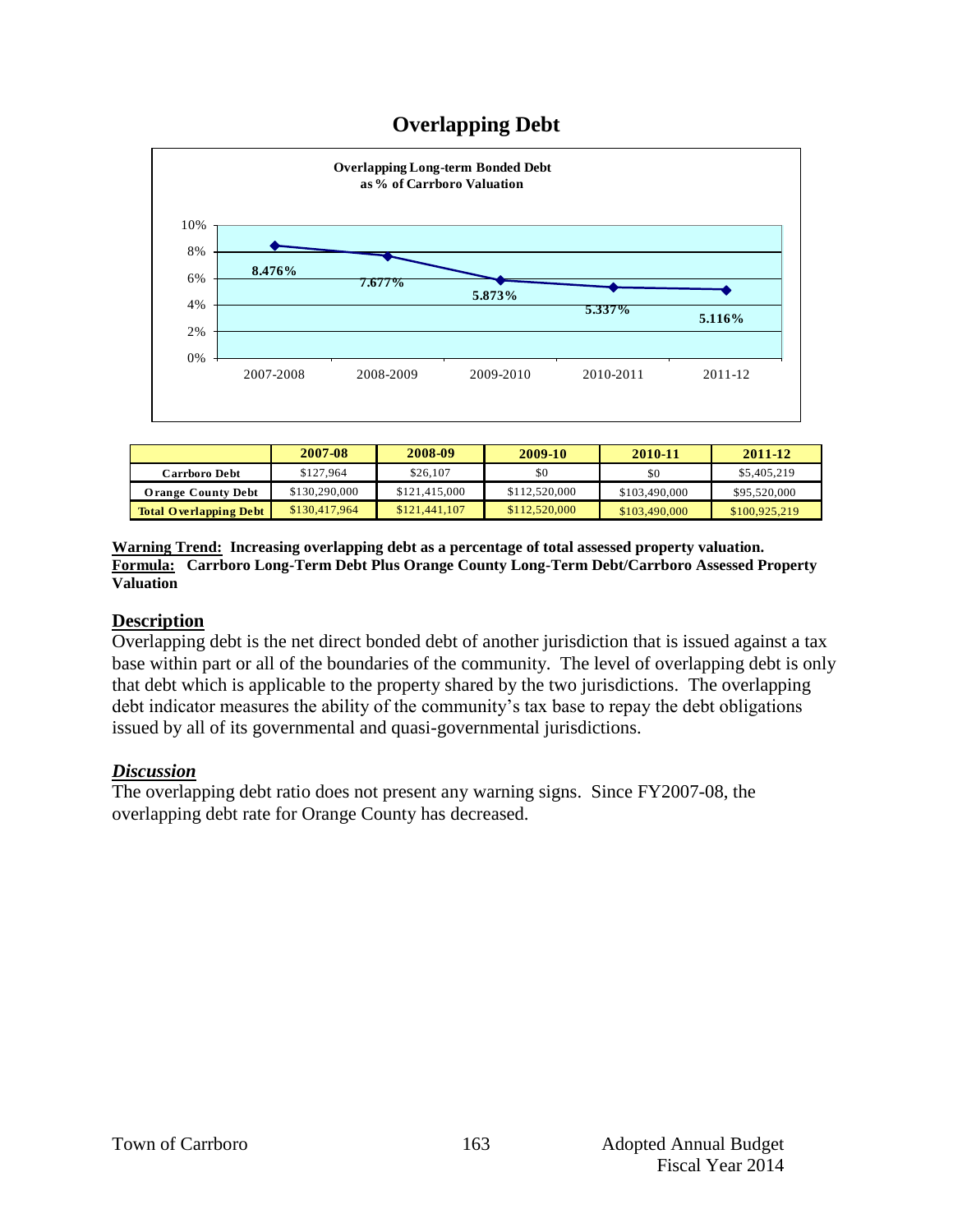# Overlapping Debt

**Overlapping Long-term Bonded Debt as % of Carrboro Valuation**

| 2007-2008 | 2008-2009 | 2009-2010 | 2010-2011 | 2011-12 |
|---|---|---|---|---|
| 8.476% | 7.677% | 5.873% | 5.337% | 5.116% |

| | 2007-08 | 2008-09 | 2009-10 | 2010-11 | 2011-12 |
|---|---|---|---|---|---|
| Carrboro Debt | $127,964 | $26,107 | $0 | $0 | $5,405,219 |
| Orange County Debt | $130,290,000 | $121,415,000 | $112,520,000 | $103,490,000 | $95,520,000 |
| Total Overlapping Debt | $130,417,964 | $121,441,107 | $112,520,000 | $103,490,000 | $100,925,219 |

**Warning Trend: Increasing overlapping debt as a percentage of total assessed property valuation.**
**Formula: Carrboro Long-Term Debt Plus Orange County Long-Term Debt/Carrboro Assessed Property Valuation**

## Description

Overlapping debt is the net direct bonded debt of another jurisdiction that is issued against a tax base within part or all of the boundaries of the community. The level of overlapping debt is only that debt which is applicable to the property shared by the two jurisdictions. The overlapping debt indicator measures the ability of the community's tax base to repay the debt obligations issued by all of its governmental and quasi-governmental jurisdictions.

## *Discussion*

The overlapping debt ratio does not present any warning signs. Since FY2007-08, the overlapping debt rate for Orange County has decreased.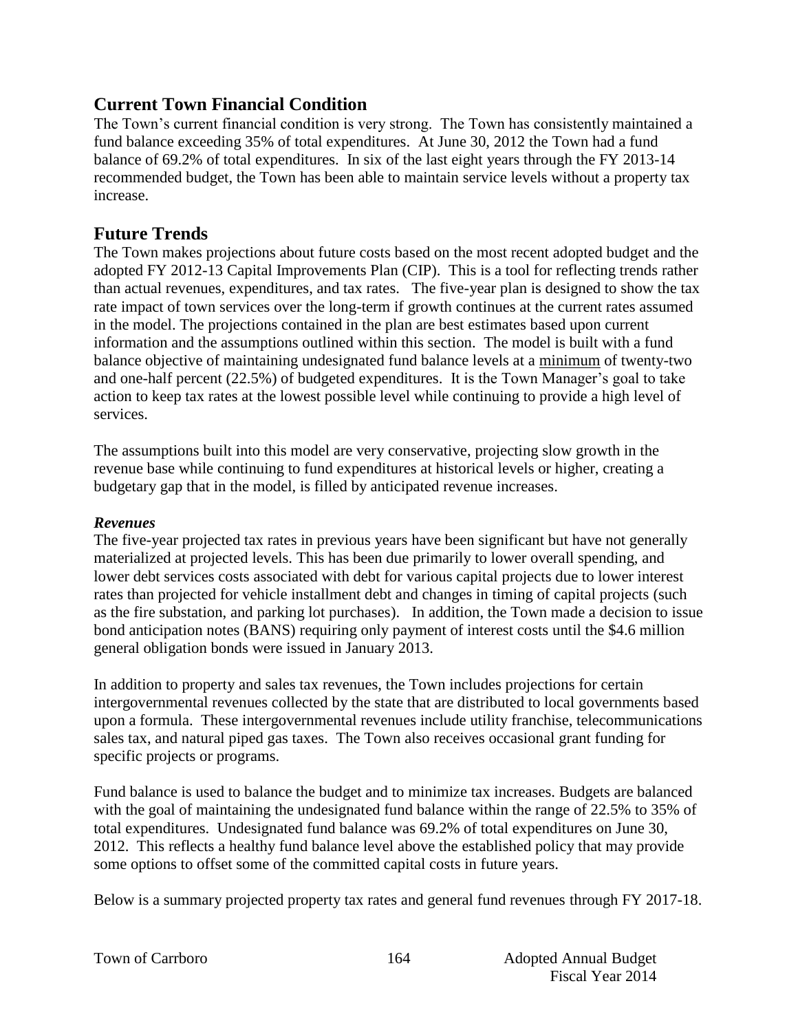## Current Town Financial Condition

The Town's current financial condition is very strong. The Town has consistently maintained a fund balance exceeding 35% of total expenditures. At June 30, 2012 the Town had a fund balance of 69.2% of total expenditures. In six of the last eight years through the FY 2013-14 recommended budget, the Town has been able to maintain service levels without a property tax increase.

## Future Trends

The Town makes projections about future costs based on the most recent adopted budget and the adopted FY 2012-13 Capital Improvements Plan (CIP). This is a tool for reflecting trends rather than actual revenues, expenditures, and tax rates. The five-year plan is designed to show the tax rate impact of town services over the long-term if growth continues at the current rates assumed in the model. The projections contained in the plan are best estimates based upon current information and the assumptions outlined within this section. The model is built with a fund balance objective of maintaining undesignated fund balance levels at a <u>minimum</u> of twenty-two and one-half percent (22.5%) of budgeted expenditures. It is the Town Manager's goal to take action to keep tax rates at the lowest possible level while continuing to provide a high level of services.

The assumptions built into this model are very conservative, projecting slow growth in the revenue base while continuing to fund expenditures at historical levels or higher, creating a budgetary gap that in the model, is filled by anticipated revenue increases.

### *Revenues*

The five-year projected tax rates in previous years have been significant but have not generally materialized at projected levels. This has been due primarily to lower overall spending, and lower debt services costs associated with debt for various capital projects due to lower interest rates than projected for vehicle installment debt and changes in timing of capital projects (such as the fire substation, and parking lot purchases). In addition, the Town made a decision to issue bond anticipation notes (BANS) requiring only payment of interest costs until the $4.6 million general obligation bonds were issued in January 2013.

In addition to property and sales tax revenues, the Town includes projections for certain intergovernmental revenues collected by the state that are distributed to local governments based upon a formula. These intergovernmental revenues include utility franchise, telecommunications sales tax, and natural piped gas taxes. The Town also receives occasional grant funding for specific projects or programs.

Fund balance is used to balance the budget and to minimize tax increases. Budgets are balanced with the goal of maintaining the undesignated fund balance within the range of 22.5% to 35% of total expenditures. Undesignated fund balance was 69.2% of total expenditures on June 30, 2012. This reflects a healthy fund balance level above the established policy that may provide some options to offset some of the committed capital costs in future years.

Below is a summary projected property tax rates and general fund revenues through FY 2017-18.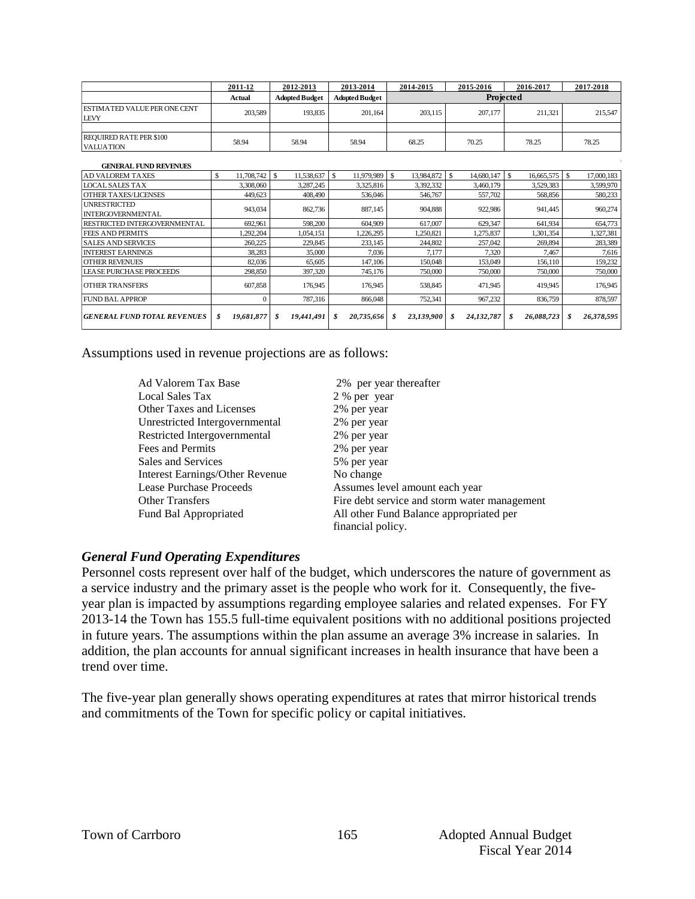| | 2011-12 | 2012-2013 | 2013-2014 | 2014-2015 | 2015-2016 | 2016-2017 | 2017-2018 |
|---|---|---|---|---|---|---|---|
| | Actual | Adopted Budget | Adopted Budget | Projected | | | |
| ESTIMATED VALUE PER ONE CENT LEVY | 203,589 | 193,835 | 201,164 | 203,115 | 207,177 | 211,321 | 215,547 |
| REQUIRED RATE PER $100 VALUATION | 58.94 | 58.94 | 58.94 | 68.25 | 70.25 | 78.25 | 78.25 |
| **GENERAL FUND REVENUES** | | | | | | | |
| AD VALOREM TAXES | $ 11,708,742 | $ 11,538,637 | $ 11,979,989 | $ 13,984,872 | $ 14,680,147 | $ 16,665,575 | $ 17,000,183 |
| LOCAL SALES TAX | 3,308,060 | 3,287,245 | 3,325,816 | 3,392,332 | 3,460,179 | 3,529,383 | 3,599,970 |
| OTHER TAXES/LICENSES | 449,623 | 408,490 | 536,046 | 546,767 | 557,702 | 568,856 | 580,233 |
| UNRESTRICTED INTERGOVERNMENTAL | 943,034 | 862,736 | 887,145 | 904,888 | 922,986 | 941,445 | 960,274 |
| RESTRICTED INTERGOVERNMENTAL | 692,961 | 598,200 | 604,909 | 617,007 | 629,347 | 641,934 | 654,773 |
| FEES AND PERMITS | 1,292,204 | 1,054,151 | 1,226,295 | 1,250,821 | 1,275,837 | 1,301,354 | 1,327,381 |
| SALES AND SERVICES | 260,225 | 229,845 | 233,145 | 244,802 | 257,042 | 269,894 | 283,389 |
| INTEREST EARNINGS | 38,283 | 35,000 | 7,036 | 7,177 | 7,320 | 7,467 | 7,616 |
| OTHER REVENUES | 82,036 | 65,605 | 147,106 | 150,048 | 153,049 | 156,110 | 159,232 |
| LEASE PURCHASE PROCEEDS | 298,850 | 397,320 | 745,176 | 750,000 | 750,000 | 750,000 | 750,000 |
| OTHER TRANSFERS | 607,858 | 176,945 | 176,945 | 538,845 | 471,945 | 419,945 | 176,945 |
| FUND BAL APPROP | 0 | 787,316 | 866,048 | 752,341 | 967,232 | 836,759 | 878,597 |
| ***GENERAL FUND TOTAL REVENUES*** | ***$ 19,681,877*** | ***$ 19,441,491*** | ***$ 20,735,656*** | ***$ 23,139,900*** | ***$ 24,132,787*** | ***$ 26,088,723*** | ***$ 26,378,595*** |

Assumptions used in revenue projections are as follows:

| | |
|---|---|
| Ad Valorem Tax Base | 2% per year thereafter |
| Local Sales Tax | 2 % per year |
| Other Taxes and Licenses | 2% per year |
| Unrestricted Intergovernmental | 2% per year |
| Restricted Intergovernmental | 2% per year |
| Fees and Permits | 2% per year |
| Sales and Services | 5% per year |
| Interest Earnings/Other Revenue | No change |
| Lease Purchase Proceeds | Assumes level amount each year |
| Other Transfers | Fire debt service and storm water management |
| Fund Bal Appropriated | All other Fund Balance appropriated per financial policy. |

### *General Fund Operating Expenditures*

Personnel costs represent over half of the budget, which underscores the nature of government as a service industry and the primary asset is the people who work for it. Consequently, the five-year plan is impacted by assumptions regarding employee salaries and related expenses. For FY 2013-14 the Town has 155.5 full-time equivalent positions with no additional positions projected in future years. The assumptions within the plan assume an average 3% increase in salaries. In addition, the plan accounts for annual significant increases in health insurance that have been a trend over time.

The five-year plan generally shows operating expenditures at rates that mirror historical trends and commitments of the Town for specific policy or capital initiatives.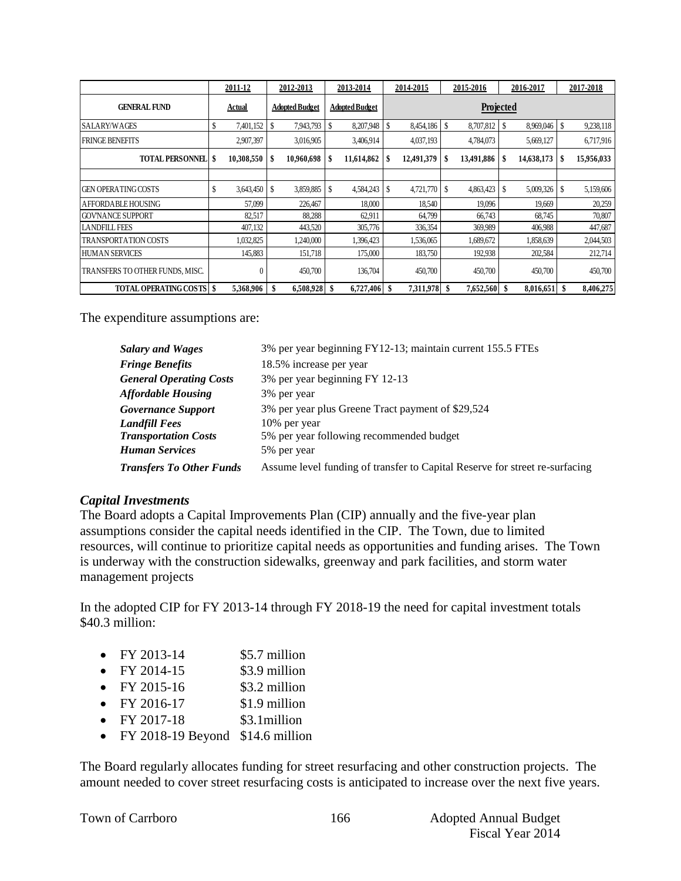| | 2011-12 | 2012-2013 | 2013-2014 | 2014-2015 | 2015-2016 | 2016-2017 | 2017-2018 |
|---|---|---|---|---|---|---|---|
| **GENERAL FUND** | Actual | Adopted Budget | Adopted Budget | Projected | | | |
| SALARY/WAGES | $ 7,401,152 | $ 7,943,793 | $ 8,207,948 | $ 8,454,186 | $ 8,707,812 | $ 8,969,046 | $ 9,238,118 |
| FRINGE BENEFITS | 2,907,397 | 3,016,905 | 3,406,914 | 4,037,193 | 4,784,073 | 5,669,127 | 6,717,916 |
| **TOTAL PERSONNEL** | **$ 10,308,550** | **$ 10,960,698** | **$ 11,614,862** | **$ 12,491,379** | **$ 13,491,886** | **$ 14,638,173** | **$ 15,956,033** |
| | | | | | | | |
| GEN OPERATING COSTS | $ 3,643,450 | $ 3,859,885 | $ 4,584,243 | $ 4,721,770 | $ 4,863,423 | $ 5,009,326 | $ 5,159,606 |
| AFFORDABLE HOUSING | 57,099 | 226,467 | 18,000 | 18,540 | 19,096 | 19,669 | 20,259 |
| GOV'NANCE SUPPORT | 82,517 | 88,288 | 62,911 | 64,799 | 66,743 | 68,745 | 70,807 |
| LANDFILL FEES | 407,132 | 443,520 | 305,776 | 336,354 | 369,989 | 406,988 | 447,687 |
| TRANSPORTATION COSTS | 1,032,825 | 1,240,000 | 1,396,423 | 1,536,065 | 1,689,672 | 1,858,639 | 2,044,503 |
| HUMAN SERVICES | 145,883 | 151,718 | 175,000 | 183,750 | 192,938 | 202,584 | 212,714 |
| TRANSFERS TO OTHER FUNDS, MISC. | 0 | 450,700 | 136,704 | 450,700 | 450,700 | 450,700 | 450,700 |
| **TOTAL OPERATING COSTS** | **$ 5,368,906** | **$ 6,508,928** | **$ 6,727,406** | **$ 7,311,978** | **$ 7,652,560** | **$ 8,016,651** | **$ 8,406,275** |

The expenditure assumptions are:

| | |
|---|---|
| ***Salary and Wages*** | 3% per year beginning FY12-13; maintain current 155.5 FTEs |
| ***Fringe Benefits*** | 18.5% increase per year |
| ***General Operating Costs*** | 3% per year beginning FY 12-13 |
| ***Affordable Housing*** | 3% per year |
| ***Governance Support*** | 3% per year plus Greene Tract payment of $29,524 |
| ***Landfill Fees*** | 10% per year |
| ***Transportation Costs*** | 5% per year following recommended budget |
| ***Human Services*** | 5% per year |
| ***Transfers To Other Funds*** | Assume level funding of transfer to Capital Reserve for street re-surfacing |

### *Capital Investments*

The Board adopts a Capital Improvements Plan (CIP) annually and the five-year plan assumptions consider the capital needs identified in the CIP. The Town, due to limited resources, will continue to prioritize capital needs as opportunities and funding arises. The Town is underway with the construction sidewalks, greenway and park facilities, and storm water management projects

In the adopted CIP for FY 2013-14 through FY 2018-19 the need for capital investment totals $40.3 million:

- FY 2013-14 $5.7 million
- FY 2014-15 $3.9 million
- FY 2015-16 $3.2 million
- FY 2016-17 $1.9 million
- FY 2017-18 $3.1million
- FY 2018-19 Beyond $14.6 million

The Board regularly allocates funding for street resurfacing and other construction projects. The amount needed to cover street resurfacing costs is anticipated to increase over the next five years.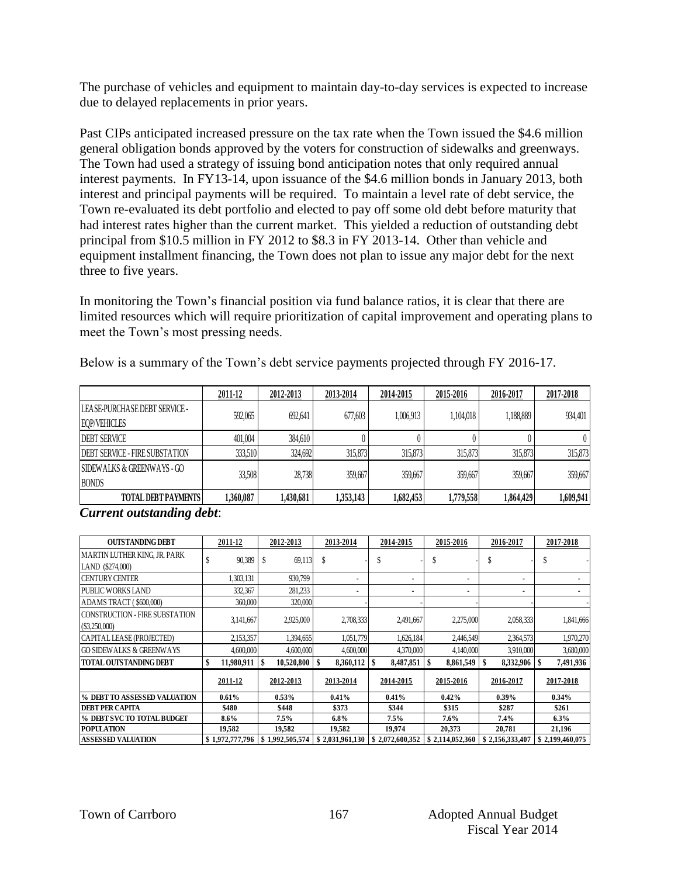The purchase of vehicles and equipment to maintain day-to-day services is expected to increase due to delayed replacements in prior years.

Past CIPs anticipated increased pressure on the tax rate when the Town issued the $4.6 million general obligation bonds approved by the voters for construction of sidewalks and greenways. The Town had used a strategy of issuing bond anticipation notes that only required annual interest payments. In FY13-14, upon issuance of the $4.6 million bonds in January 2013, both interest and principal payments will be required. To maintain a level rate of debt service, the Town re-evaluated its debt portfolio and elected to pay off some old debt before maturity that had interest rates higher than the current market. This yielded a reduction of outstanding debt principal from $10.5 million in FY 2012 to $8.3 in FY 2013-14. Other than vehicle and equipment installment financing, the Town does not plan to issue any major debt for the next three to five years.

In monitoring the Town's financial position via fund balance ratios, it is clear that there are limited resources which will require prioritization of capital improvement and operating plans to meet the Town's most pressing needs.

Below is a summary of the Town's debt service payments projected through FY 2016-17.

| | 2011-12 | 2012-2013 | 2013-2014 | 2014-2015 | 2015-2016 | 2016-2017 | 2017-2018 |
|---|---|---|---|---|---|---|---|
| LEASE-PURCHASE DEBT SERVICE - EQP/VEHICLES | 592,065 | 692,641 | 677,603 | 1,006,913 | 1,104,018 | 1,188,889 | 934,401 |
| DEBT SERVICE | 401,004 | 384,610 | 0 | 0 | 0 | 0 | 0 |
| DEBT SERVICE - FIRE SUBSTATION | 333,510 | 324,692 | 315,873 | 315,873 | 315,873 | 315,873 | 315,873 |
| SIDEWALKS & GREENWAYS - GO BONDS | 33,508 | 28,738 | 359,667 | 359,667 | 359,667 | 359,667 | 359,667 |
| **TOTAL DEBT PAYMENTS** | **1,360,087** | **1,430,681** | **1,353,143** | **1,682,453** | **1,779,558** | **1,864,429** | **1,609,941** |

***Current outstanding debt***:

| OUTSTANDING DEBT | 2011-12 | 2012-2013 | 2013-2014 | 2014-2015 | 2015-2016 | 2016-2017 | 2017-2018 |
|---|---|---|---|---|---|---|---|
| MARTIN LUTHER KING, JR. PARK LAND ($274,000) | $ 90,389 | $ 69,113 | $ - | $ - | $ - | $ - | $ - |
| CENTURY CENTER | 1,303,131 | 930,799 | - | - | - | - | - |
| PUBLIC WORKS LAND | 332,367 | 281,233 | - | - | - | - | - |
| ADAMS TRACT ( $600,000) | 360,000 | 320,000 | - | - | - | - | - |
| CONSTRUCTION - FIRE SUBSTATION ($3,250,000) | 3,141,667 | 2,925,000 | 2,708,333 | 2,491,667 | 2,275,000 | 2,058,333 | 1,841,666 |
| CAPITAL LEASE (PROJECTED) | 2,153,357 | 1,394,655 | 1,051,779 | 1,626,184 | 2,446,549 | 2,364,573 | 1,970,270 |
| GO SIDEWALKS & GREENWAYS | 4,600,000 | 4,600,000 | 4,600,000 | 4,370,000 | 4,140,000 | 3,910,000 | 3,680,000 |
| **TOTAL OUTSTANDING DEBT** | **$ 11,980,911** | **$ 10,520,800** | **$ 8,360,112** | **$ 8,487,851** | **$ 8,861,549** | **$ 8,332,906** | **$ 7,491,936** |
| | **2011-12** | **2012-2013** | **2013-2014** | **2014-2015** | **2015-2016** | **2016-2017** | **2017-2018** |
| **% DEBT TO ASSESSED VALUATION** | **0.61%** | **0.53%** | **0.41%** | **0.41%** | **0.42%** | **0.39%** | **0.34%** |
| **DEBT PER CAPITA** | **$480** | **$448** | **$373** | **$344** | **$315** | **$287** | **$261** |
| **% DEBT SVC TO TOTAL BUDGET** | **8.6%** | **7.5%** | **6.8%** | **7.5%** | **7.6%** | **7.4%** | **6.3%** |
| **POPULATION** | **19,582** | **19,582** | **19,582** | **19,974** | **20,373** | **20,781** | **21,196** |
| **ASSESSED VALUATION** | **$ 1,972,777,796** | **$ 1,992,505,574** | **$ 2,031,961,130** | **$ 2,072,600,352** | **$ 2,114,052,360** | **$ 2,156,333,407** | **$ 2,199,460,075** |